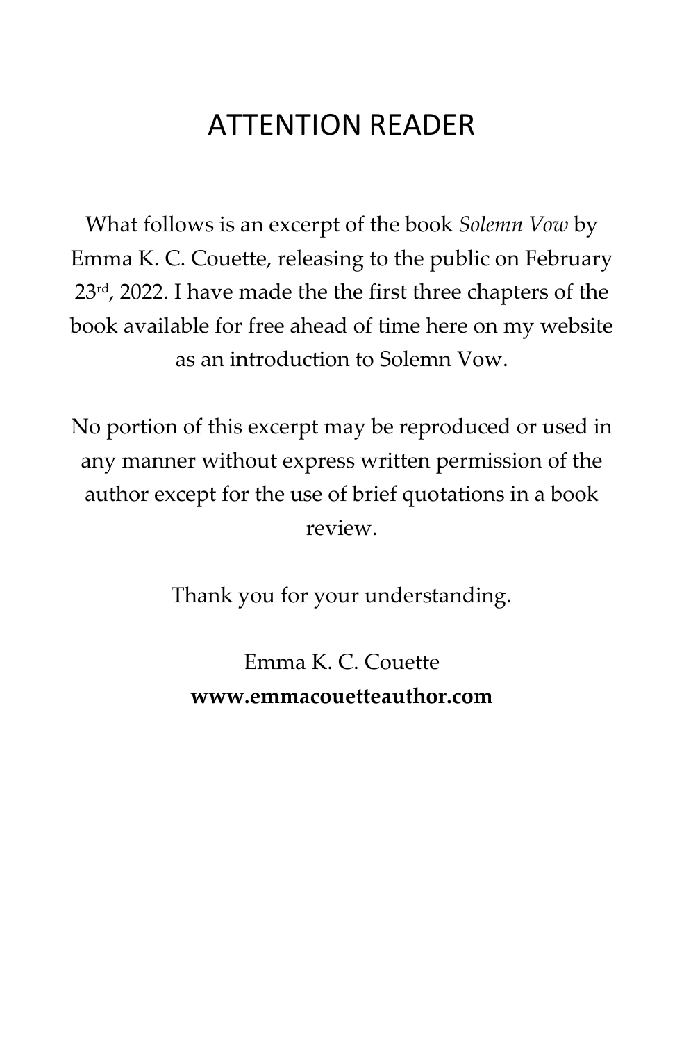# ATTENTION READER

What follows is an excerpt of the book *Solemn Vow* by Emma K. C. Couette, releasing to the public on February 23rd, 2022. I have made the the first three chapters of the book available for free ahead of time here on my website as an introduction to Solemn Vow.

No portion of this excerpt may be reproduced or used in any manner without express written permission of the author except for the use of brief quotations in a book review.

Thank you for your understanding.

Emma K. C. Couette
**www.emmacouetteauthor.com**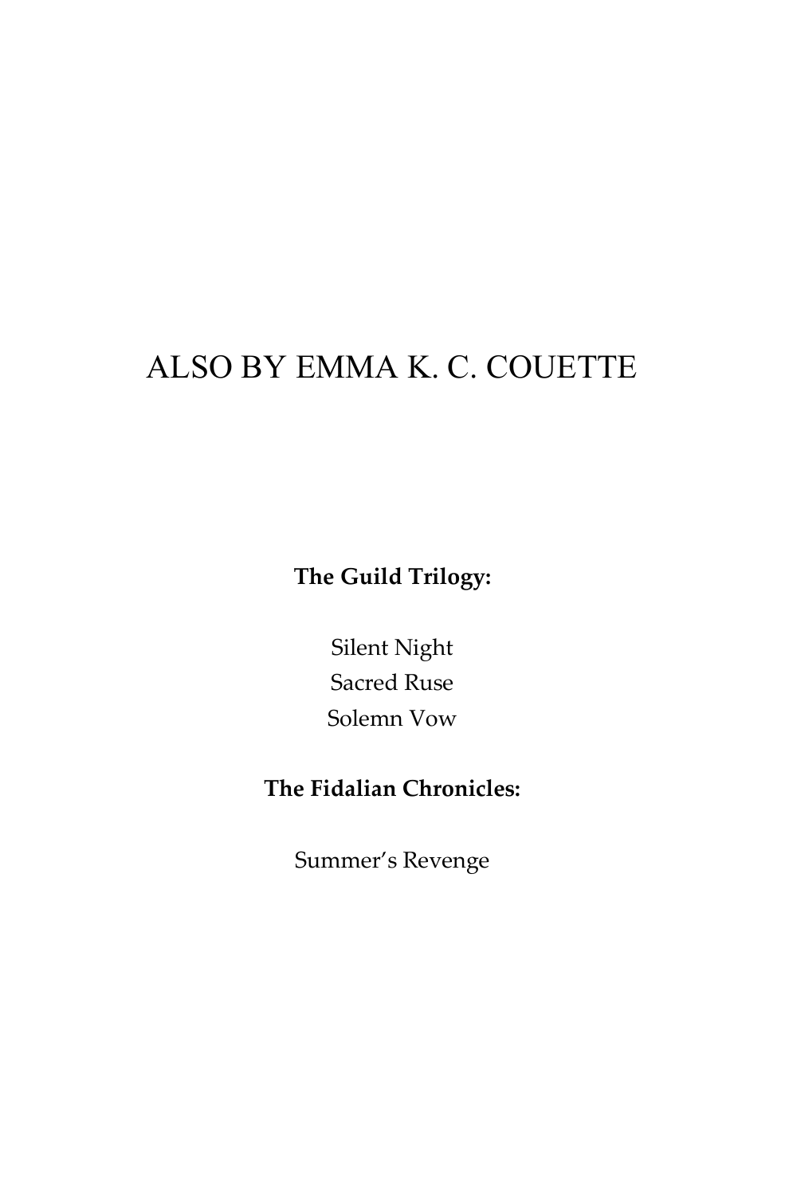# ALSO BY EMMA K. C. COUETTE

**The Guild Trilogy:**

Silent Night
Sacred Ruse
Solemn Vow

**The Fidalian Chronicles:**

Summer's Revenge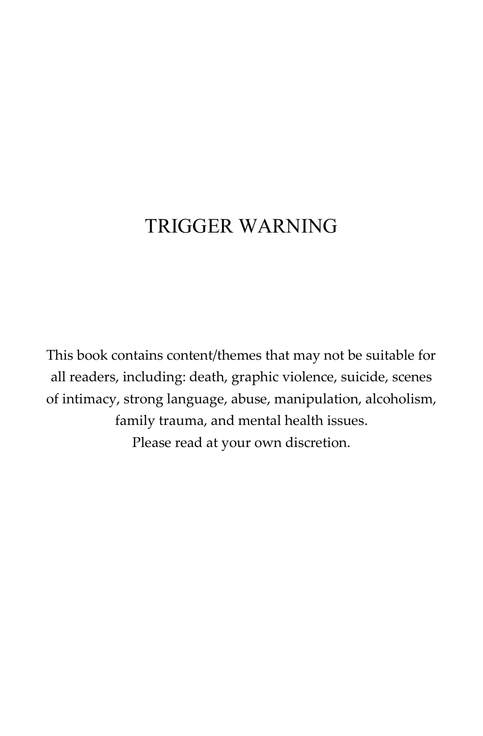# TRIGGER WARNING

This book contains content/themes that may not be suitable for all readers, including: death, graphic violence, suicide, scenes of intimacy, strong language, abuse, manipulation, alcoholism, family trauma, and mental health issues.
Please read at your own discretion.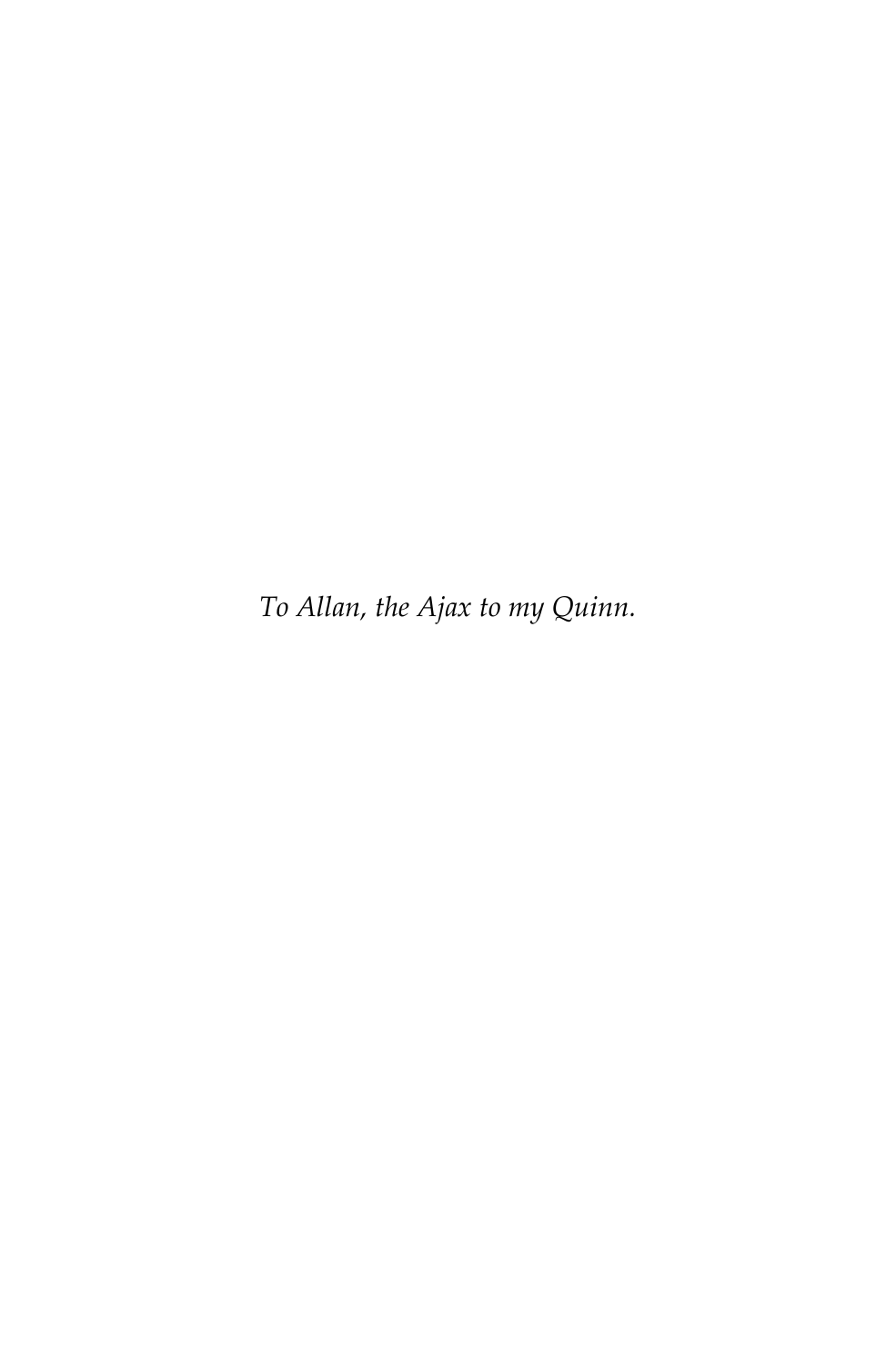*To Allan, the Ajax to my Quinn.*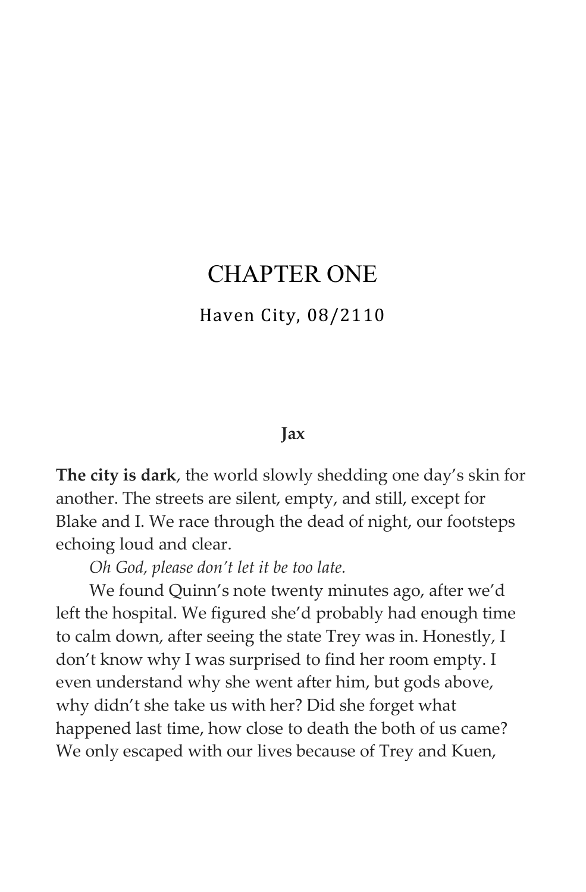# CHAPTER ONE

Haven City, 08/2110

**Jax**

**The city is dark**, the world slowly shedding one day's skin for another. The streets are silent, empty, and still, except for Blake and I. We race through the dead of night, our footsteps echoing loud and clear.

*Oh God, please don't let it be too late.*

We found Quinn's note twenty minutes ago, after we'd left the hospital. We figured she'd probably had enough time to calm down, after seeing the state Trey was in. Honestly, I don't know why I was surprised to find her room empty. I even understand why she went after him, but gods above, why didn't she take us with her? Did she forget what happened last time, how close to death the both of us came? We only escaped with our lives because of Trey and Kuen,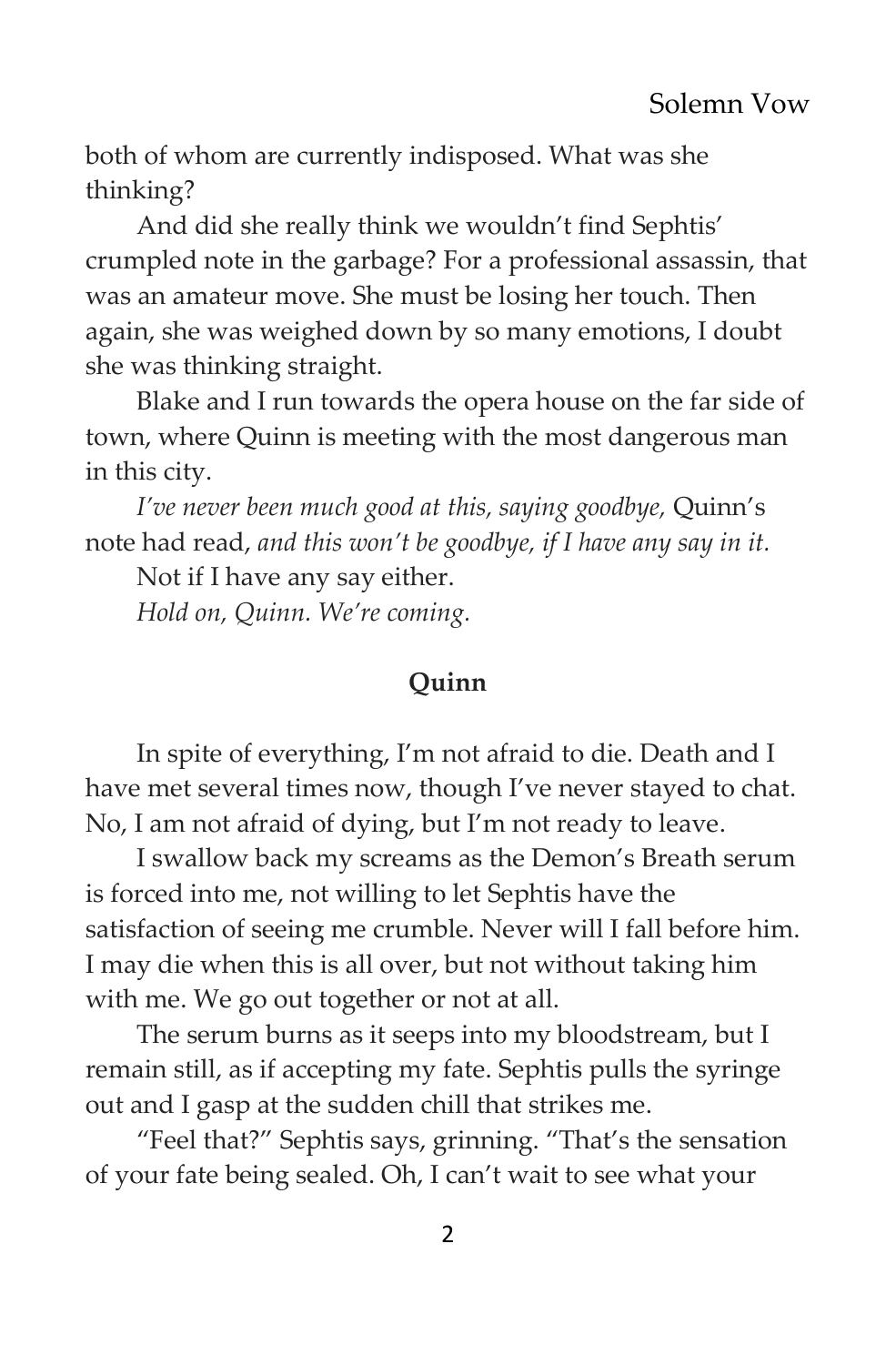both of whom are currently indisposed. What was she thinking?

And did she really think we wouldn't find Sephtis' crumpled note in the garbage? For a professional assassin, that was an amateur move. She must be losing her touch. Then again, she was weighed down by so many emotions, I doubt she was thinking straight.

Blake and I run towards the opera house on the far side of town, where Quinn is meeting with the most dangerous man in this city.

*I've never been much good at this, saying goodbye,* Quinn's note had read, *and this won't be goodbye, if I have any say in it.*

Not if I have any say either.

*Hold on, Quinn. We're coming.*

**Quinn**

In spite of everything, I'm not afraid to die. Death and I have met several times now, though I've never stayed to chat. No, I am not afraid of dying, but I'm not ready to leave.

I swallow back my screams as the Demon's Breath serum is forced into me, not willing to let Sephtis have the satisfaction of seeing me crumble. Never will I fall before him. I may die when this is all over, but not without taking him with me. We go out together or not at all.

The serum burns as it seeps into my bloodstream, but I remain still, as if accepting my fate. Sephtis pulls the syringe out and I gasp at the sudden chill that strikes me.

"Feel that?" Sephtis says, grinning. "That's the sensation of your fate being sealed. Oh, I can't wait to see what your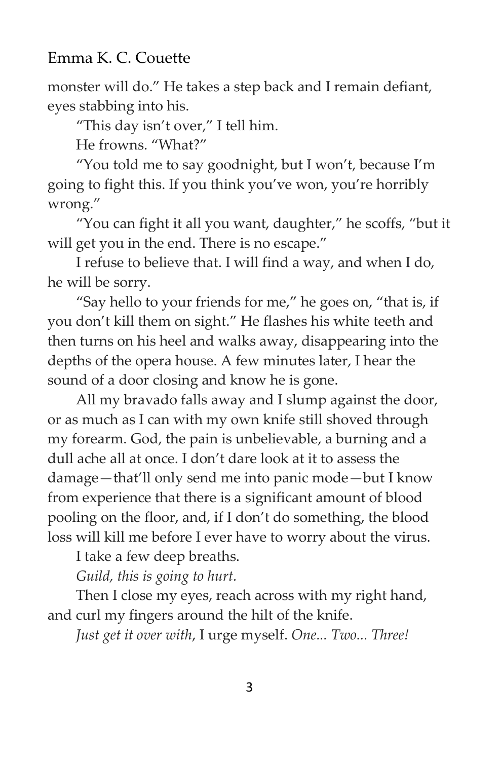monster will do." He takes a step back and I remain defiant, eyes stabbing into his.

"This day isn't over," I tell him.

He frowns. "What?"

"You told me to say goodnight, but I won't, because I'm going to fight this. If you think you've won, you're horribly wrong."

"You can fight it all you want, daughter," he scoffs, "but it will get you in the end. There is no escape."

I refuse to believe that. I will find a way, and when I do, he will be sorry.

"Say hello to your friends for me," he goes on, "that is, if you don't kill them on sight." He flashes his white teeth and then turns on his heel and walks away, disappearing into the depths of the opera house. A few minutes later, I hear the sound of a door closing and know he is gone.

All my bravado falls away and I slump against the door, or as much as I can with my own knife still shoved through my forearm. God, the pain is unbelievable, a burning and a dull ache all at once. I don't dare look at it to assess the damage—that'll only send me into panic mode—but I know from experience that there is a significant amount of blood pooling on the floor, and, if I don't do something, the blood loss will kill me before I ever have to worry about the virus.

I take a few deep breaths.

*Guild, this is going to hurt.*

Then I close my eyes, reach across with my right hand, and curl my fingers around the hilt of the knife.

*Just get it over with*, I urge myself. *One... Two... Three!*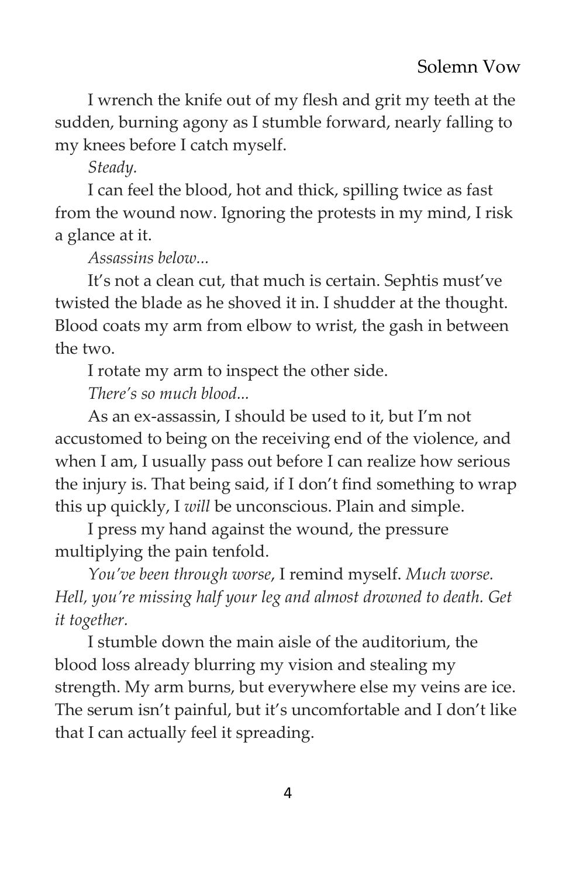I wrench the knife out of my flesh and grit my teeth at the sudden, burning agony as I stumble forward, nearly falling to my knees before I catch myself.

*Steady.*

I can feel the blood, hot and thick, spilling twice as fast from the wound now. Ignoring the protests in my mind, I risk a glance at it.

*Assassins below...*

It's not a clean cut, that much is certain. Sephtis must've twisted the blade as he shoved it in. I shudder at the thought. Blood coats my arm from elbow to wrist, the gash in between the two.

I rotate my arm to inspect the other side.

*There's so much blood...*

As an ex-assassin, I should be used to it, but I'm not accustomed to being on the receiving end of the violence, and when I am, I usually pass out before I can realize how serious the injury is. That being said, if I don't find something to wrap this up quickly, I *will* be unconscious. Plain and simple.

I press my hand against the wound, the pressure multiplying the pain tenfold.

*You've been through worse*, I remind myself. *Much worse. Hell, you're missing half your leg and almost drowned to death. Get it together.*

I stumble down the main aisle of the auditorium, the blood loss already blurring my vision and stealing my strength. My arm burns, but everywhere else my veins are ice. The serum isn't painful, but it's uncomfortable and I don't like that I can actually feel it spreading.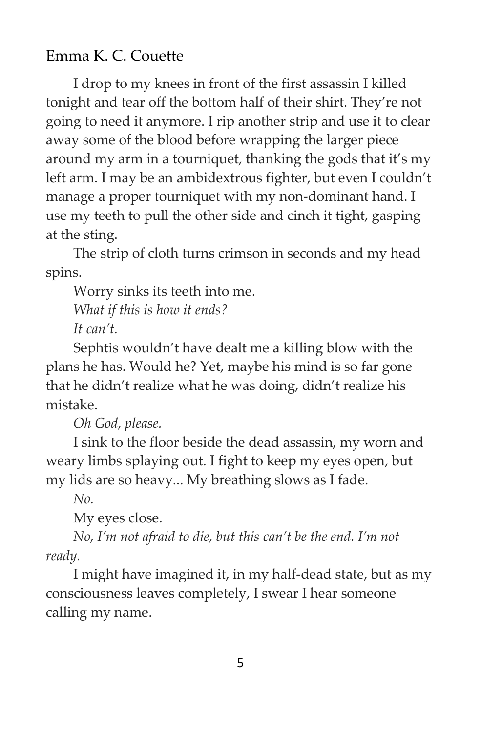I drop to my knees in front of the first assassin I killed tonight and tear off the bottom half of their shirt. They're not going to need it anymore. I rip another strip and use it to clear away some of the blood before wrapping the larger piece around my arm in a tourniquet, thanking the gods that it's my left arm. I may be an ambidextrous fighter, but even I couldn't manage a proper tourniquet with my non-dominant hand. I use my teeth to pull the other side and cinch it tight, gasping at the sting.

The strip of cloth turns crimson in seconds and my head spins.

Worry sinks its teeth into me.

*What if this is how it ends?*

*It can't.*

Sephtis wouldn't have dealt me a killing blow with the plans he has. Would he? Yet, maybe his mind is so far gone that he didn't realize what he was doing, didn't realize his mistake.

*Oh God, please.*

I sink to the floor beside the dead assassin, my worn and weary limbs splaying out. I fight to keep my eyes open, but my lids are so heavy... My breathing slows as I fade.

*No.*

My eyes close.

*No, I'm not afraid to die, but this can't be the end. I'm not ready.*

I might have imagined it, in my half-dead state, but as my consciousness leaves completely, I swear I hear someone calling my name.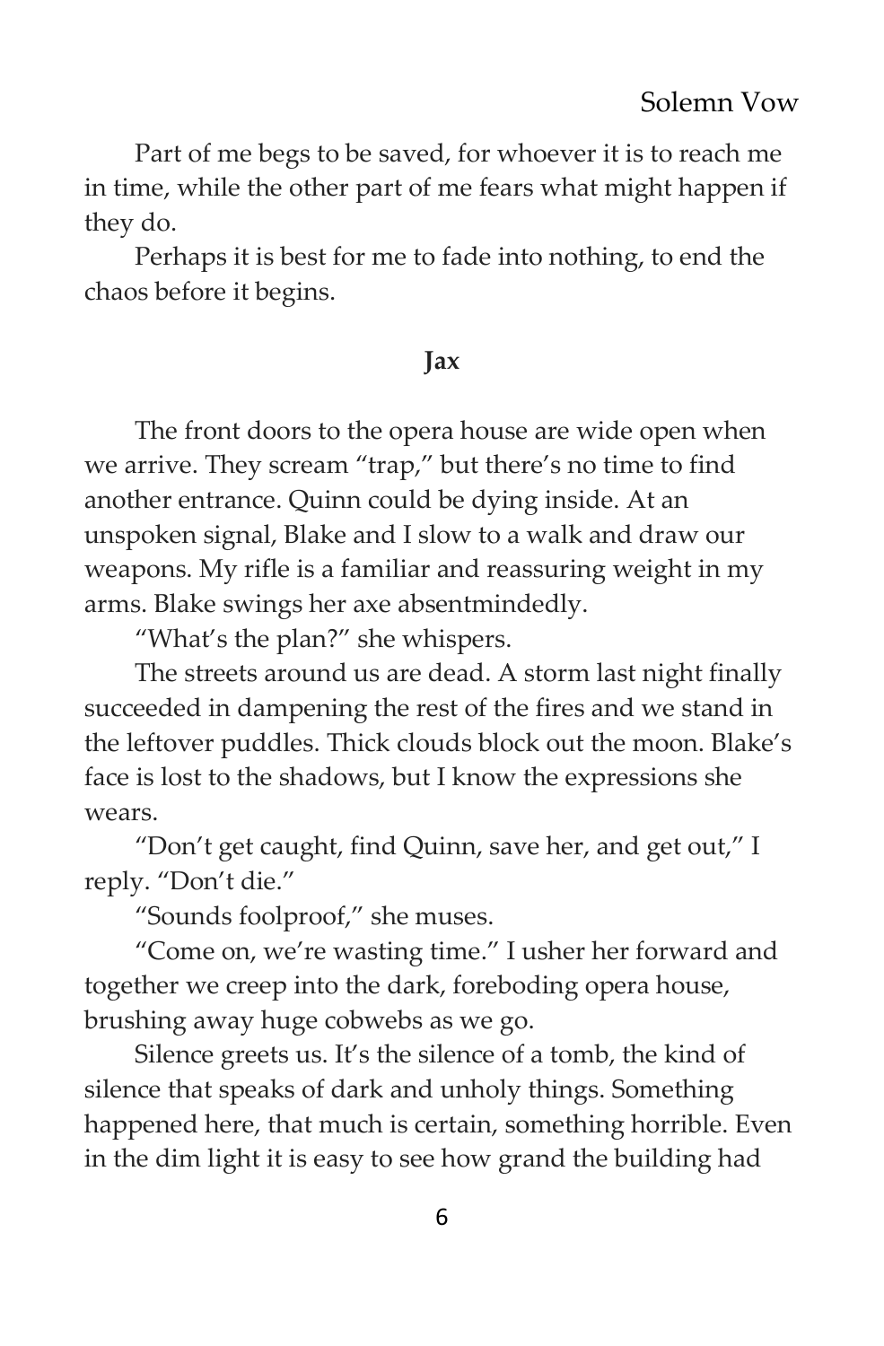Part of me begs to be saved, for whoever it is to reach me in time, while the other part of me fears what might happen if they do.

Perhaps it is best for me to fade into nothing, to end the chaos before it begins.

**Jax**

The front doors to the opera house are wide open when we arrive. They scream "trap," but there's no time to find another entrance. Quinn could be dying inside. At an unspoken signal, Blake and I slow to a walk and draw our weapons. My rifle is a familiar and reassuring weight in my arms. Blake swings her axe absentmindedly.

"What's the plan?" she whispers.

The streets around us are dead. A storm last night finally succeeded in dampening the rest of the fires and we stand in the leftover puddles. Thick clouds block out the moon. Blake's face is lost to the shadows, but I know the expressions she wears.

"Don't get caught, find Quinn, save her, and get out," I reply. "Don't die."

"Sounds foolproof," she muses.

"Come on, we're wasting time." I usher her forward and together we creep into the dark, foreboding opera house, brushing away huge cobwebs as we go.

Silence greets us. It's the silence of a tomb, the kind of silence that speaks of dark and unholy things. Something happened here, that much is certain, something horrible. Even in the dim light it is easy to see how grand the building had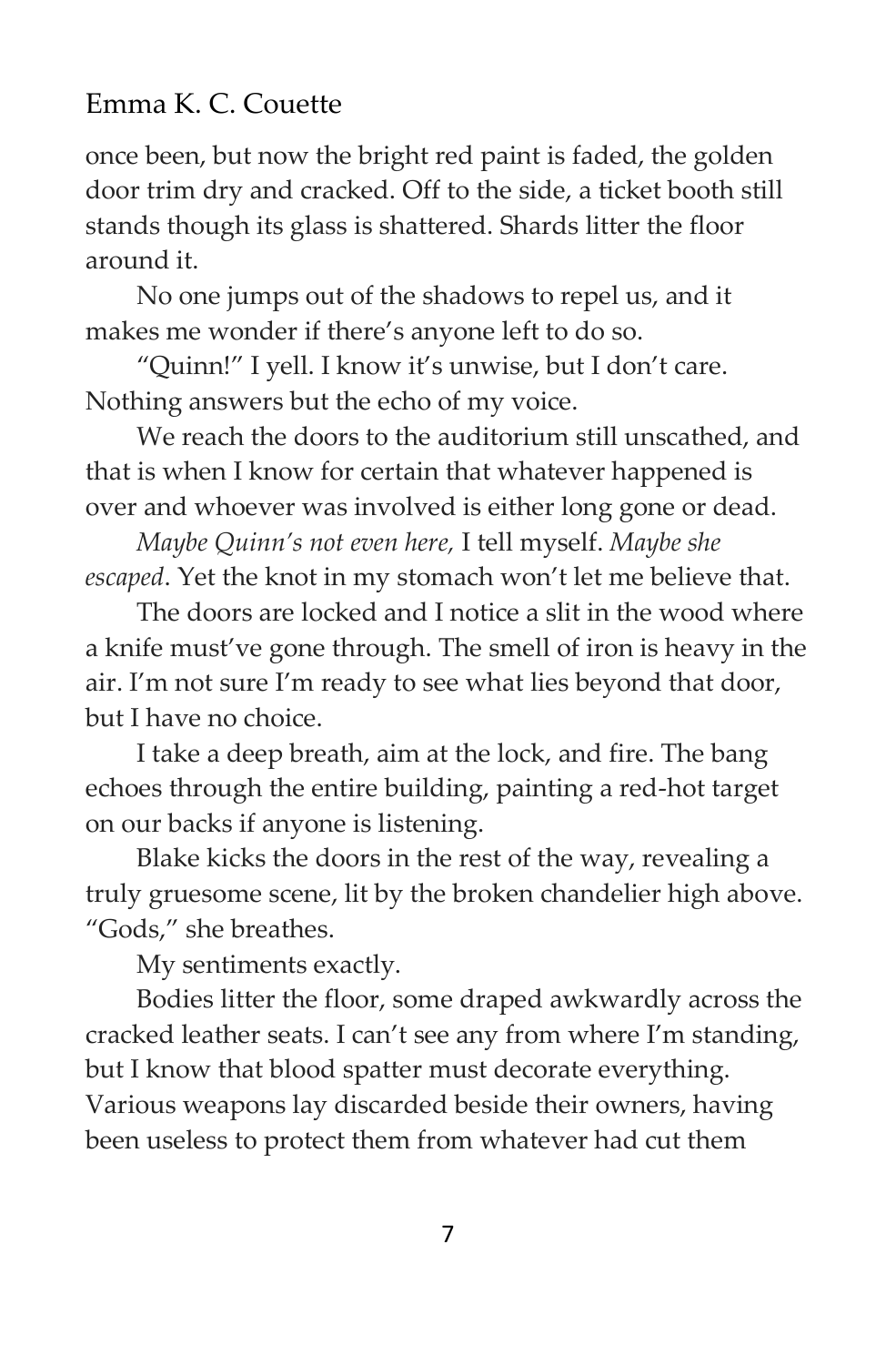once been, but now the bright red paint is faded, the golden door trim dry and cracked. Off to the side, a ticket booth still stands though its glass is shattered. Shards litter the floor around it.

No one jumps out of the shadows to repel us, and it makes me wonder if there's anyone left to do so.

"Quinn!" I yell. I know it's unwise, but I don't care. Nothing answers but the echo of my voice.

We reach the doors to the auditorium still unscathed, and that is when I know for certain that whatever happened is over and whoever was involved is either long gone or dead.

*Maybe Quinn's not even here,* I tell myself. *Maybe she escaped*. Yet the knot in my stomach won't let me believe that.

The doors are locked and I notice a slit in the wood where a knife must've gone through. The smell of iron is heavy in the air. I'm not sure I'm ready to see what lies beyond that door, but I have no choice.

I take a deep breath, aim at the lock, and fire. The bang echoes through the entire building, painting a red-hot target on our backs if anyone is listening.

Blake kicks the doors in the rest of the way, revealing a truly gruesome scene, lit by the broken chandelier high above. "Gods," she breathes.

My sentiments exactly.

Bodies litter the floor, some draped awkwardly across the cracked leather seats. I can't see any from where I'm standing, but I know that blood spatter must decorate everything. Various weapons lay discarded beside their owners, having been useless to protect them from whatever had cut them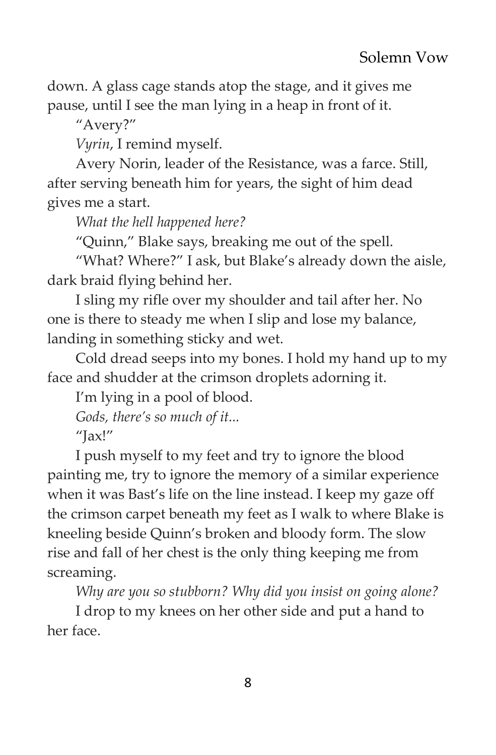down. A glass cage stands atop the stage, and it gives me pause, until I see the man lying in a heap in front of it.

"Avery?"

*Vyrin*, I remind myself.

Avery Norin, leader of the Resistance, was a farce. Still, after serving beneath him for years, the sight of him dead gives me a start.

*What the hell happened here?*

"Quinn," Blake says, breaking me out of the spell.

"What? Where?" I ask, but Blake's already down the aisle, dark braid flying behind her.

I sling my rifle over my shoulder and tail after her. No one is there to steady me when I slip and lose my balance, landing in something sticky and wet.

Cold dread seeps into my bones. I hold my hand up to my face and shudder at the crimson droplets adorning it.

I'm lying in a pool of blood.

*Gods, there's so much of it...*

"Jax!"

I push myself to my feet and try to ignore the blood painting me, try to ignore the memory of a similar experience when it was Bast's life on the line instead. I keep my gaze off the crimson carpet beneath my feet as I walk to where Blake is kneeling beside Quinn's broken and bloody form. The slow rise and fall of her chest is the only thing keeping me from screaming.

*Why are you so stubborn? Why did you insist on going alone?*

I drop to my knees on her other side and put a hand to her face.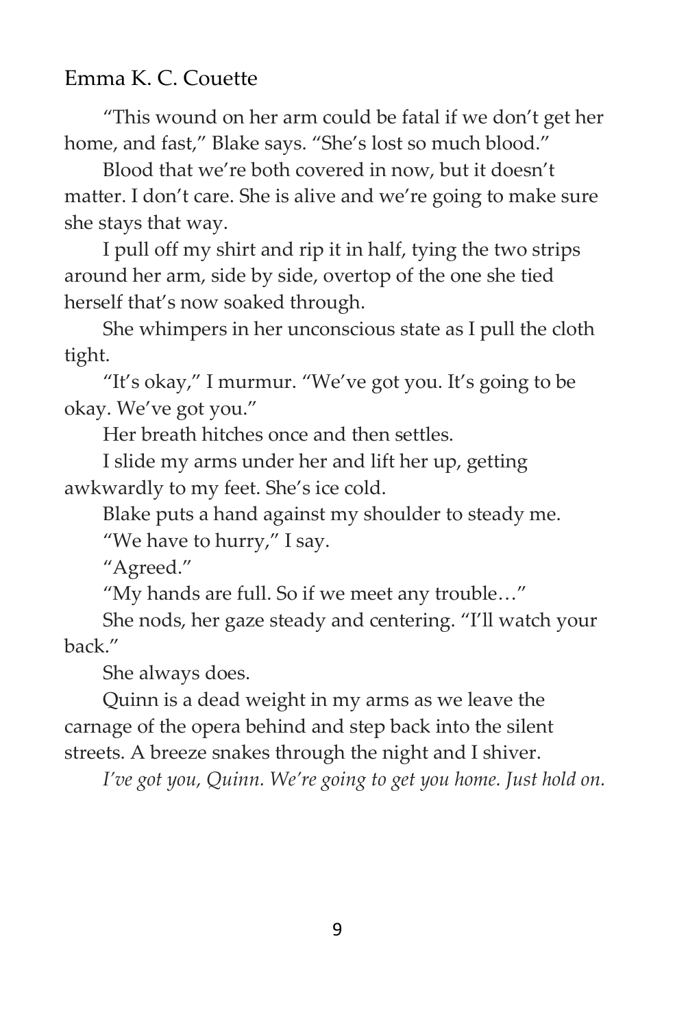"This wound on her arm could be fatal if we don't get her home, and fast," Blake says. "She's lost so much blood."

Blood that we're both covered in now, but it doesn't matter. I don't care. She is alive and we're going to make sure she stays that way.

I pull off my shirt and rip it in half, tying the two strips around her arm, side by side, overtop of the one she tied herself that's now soaked through.

She whimpers in her unconscious state as I pull the cloth tight.

"It's okay," I murmur. "We've got you. It's going to be okay. We've got you."

Her breath hitches once and then settles.

I slide my arms under her and lift her up, getting awkwardly to my feet. She's ice cold.

Blake puts a hand against my shoulder to steady me.

"We have to hurry," I say.

"Agreed."

"My hands are full. So if we meet any trouble…"

She nods, her gaze steady and centering. "I'll watch your back."

She always does.

Quinn is a dead weight in my arms as we leave the carnage of the opera behind and step back into the silent streets. A breeze snakes through the night and I shiver.

*I've got you, Quinn. We're going to get you home. Just hold on.*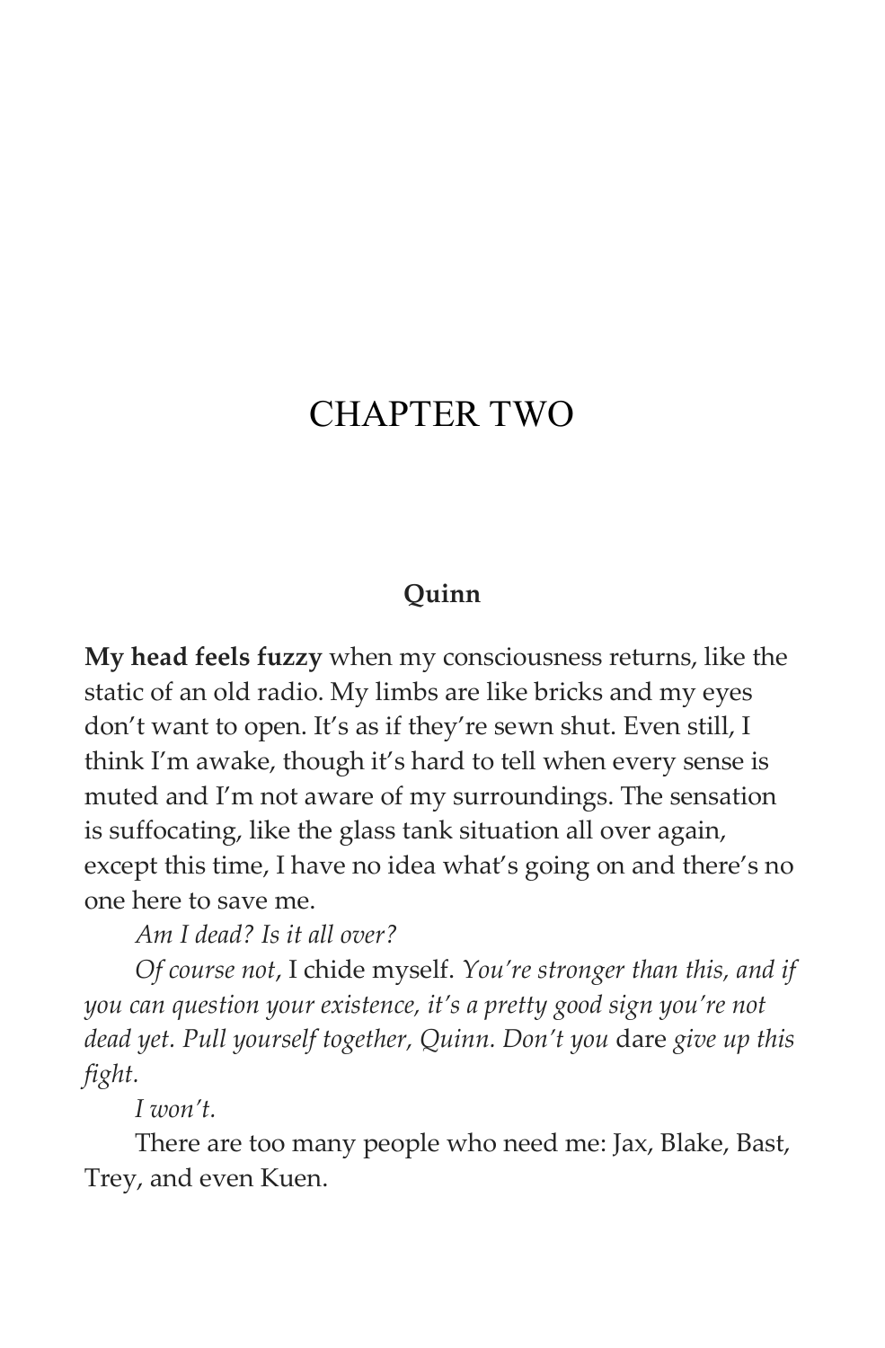# CHAPTER TWO

**Quinn**

**My head feels fuzzy** when my consciousness returns, like the static of an old radio. My limbs are like bricks and my eyes don't want to open. It's as if they're sewn shut. Even still, I think I'm awake, though it's hard to tell when every sense is muted and I'm not aware of my surroundings. The sensation is suffocating, like the glass tank situation all over again, except this time, I have no idea what's going on and there's no one here to save me.

*Am I dead? Is it all over?*

*Of course not*, I chide myself. *You're stronger than this, and if you can question your existence, it's a pretty good sign you're not dead yet. Pull yourself together, Quinn. Don't you* dare *give up this fight.*

*I won't.*

There are too many people who need me: Jax, Blake, Bast, Trey, and even Kuen.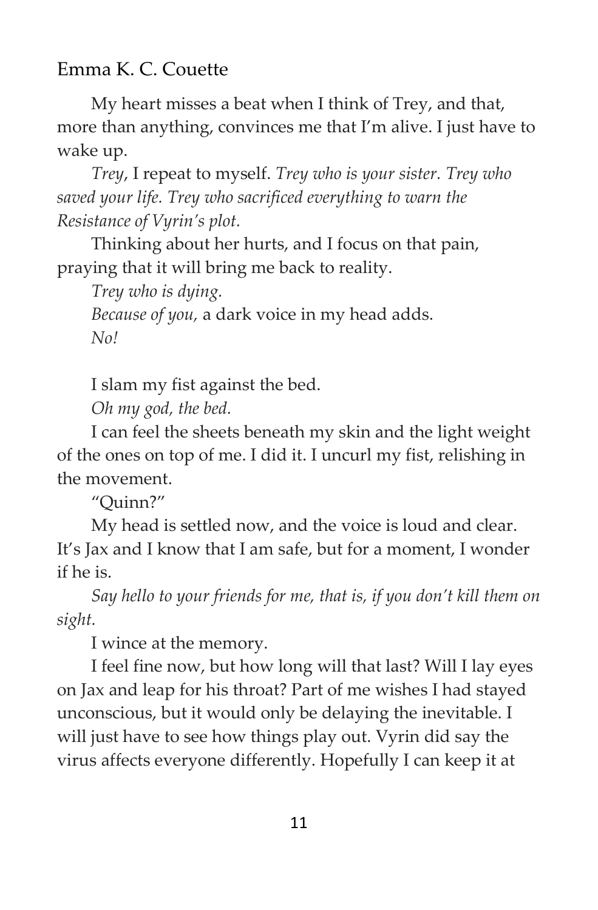My heart misses a beat when I think of Trey, and that, more than anything, convinces me that I'm alive. I just have to wake up.

*Trey*, I repeat to myself. *Trey who is your sister. Trey who saved your life. Trey who sacrificed everything to warn the Resistance of Vyrin's plot.*

Thinking about her hurts, and I focus on that pain, praying that it will bring me back to reality.

*Trey who is dying.*

*Because of you,* a dark voice in my head adds.

*No!*

I slam my fist against the bed.

*Oh my god, the bed.*

I can feel the sheets beneath my skin and the light weight of the ones on top of me. I did it. I uncurl my fist, relishing in the movement.

"Quinn?"

My head is settled now, and the voice is loud and clear. It's Jax and I know that I am safe, but for a moment, I wonder if he is.

*Say hello to your friends for me, that is, if you don't kill them on sight.*

I wince at the memory.

I feel fine now, but how long will that last? Will I lay eyes on Jax and leap for his throat? Part of me wishes I had stayed unconscious, but it would only be delaying the inevitable. I will just have to see how things play out. Vyrin did say the virus affects everyone differently. Hopefully I can keep it at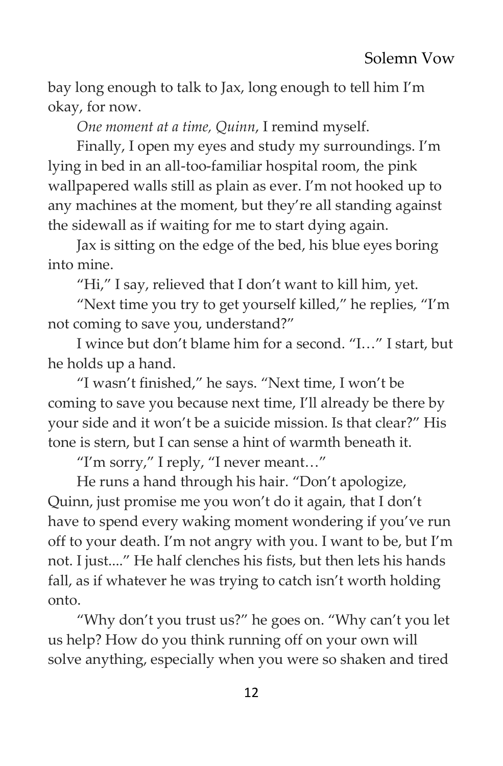bay long enough to talk to Jax, long enough to tell him I'm okay, for now.

*One moment at a time, Quinn*, I remind myself.

Finally, I open my eyes and study my surroundings. I'm lying in bed in an all-too-familiar hospital room, the pink wallpapered walls still as plain as ever. I'm not hooked up to any machines at the moment, but they're all standing against the sidewall as if waiting for me to start dying again.

Jax is sitting on the edge of the bed, his blue eyes boring into mine.

"Hi," I say, relieved that I don't want to kill him, yet.

"Next time you try to get yourself killed," he replies, "I'm not coming to save you, understand?"

I wince but don't blame him for a second. "I…" I start, but he holds up a hand.

"I wasn't finished," he says. "Next time, I won't be coming to save you because next time, I'll already be there by your side and it won't be a suicide mission. Is that clear?" His tone is stern, but I can sense a hint of warmth beneath it.

"I'm sorry," I reply, "I never meant…"

He runs a hand through his hair. "Don't apologize, Quinn, just promise me you won't do it again, that I don't have to spend every waking moment wondering if you've run off to your death. I'm not angry with you. I want to be, but I'm not. I just...." He half clenches his fists, but then lets his hands fall, as if whatever he was trying to catch isn't worth holding onto.

"Why don't you trust us?" he goes on. "Why can't you let us help? How do you think running off on your own will solve anything, especially when you were so shaken and tired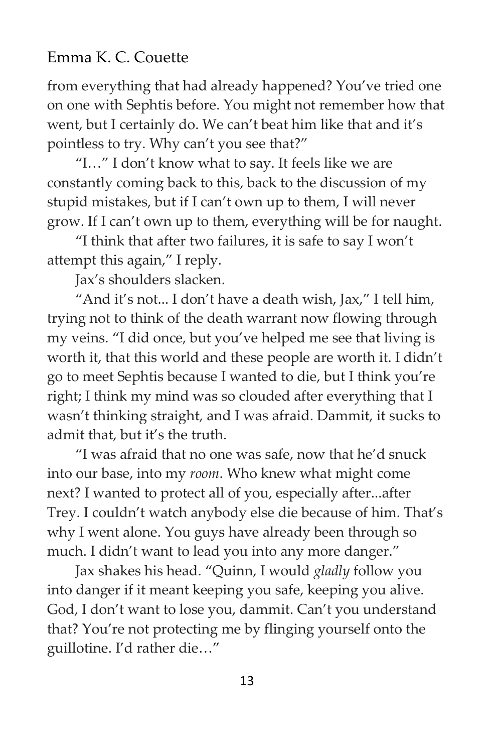from everything that had already happened? You've tried one on one with Sephtis before. You might not remember how that went, but I certainly do. We can't beat him like that and it's pointless to try. Why can't you see that?"

"I…" I don't know what to say. It feels like we are constantly coming back to this, back to the discussion of my stupid mistakes, but if I can't own up to them, I will never grow. If I can't own up to them, everything will be for naught.

"I think that after two failures, it is safe to say I won't attempt this again," I reply.

Jax's shoulders slacken.

"And it's not... I don't have a death wish, Jax," I tell him, trying not to think of the death warrant now flowing through my veins. "I did once, but you've helped me see that living is worth it, that this world and these people are worth it. I didn't go to meet Sephtis because I wanted to die, but I think you're right; I think my mind was so clouded after everything that I wasn't thinking straight, and I was afraid. Dammit, it sucks to admit that, but it's the truth.

"I was afraid that no one was safe, now that he'd snuck into our base, into my *room*. Who knew what might come next? I wanted to protect all of you, especially after...after Trey. I couldn't watch anybody else die because of him. That's why I went alone. You guys have already been through so much. I didn't want to lead you into any more danger."

Jax shakes his head. "Quinn, I would *gladly* follow you into danger if it meant keeping you safe, keeping you alive. God, I don't want to lose you, dammit. Can't you understand that? You're not protecting me by flinging yourself onto the guillotine. I'd rather die…"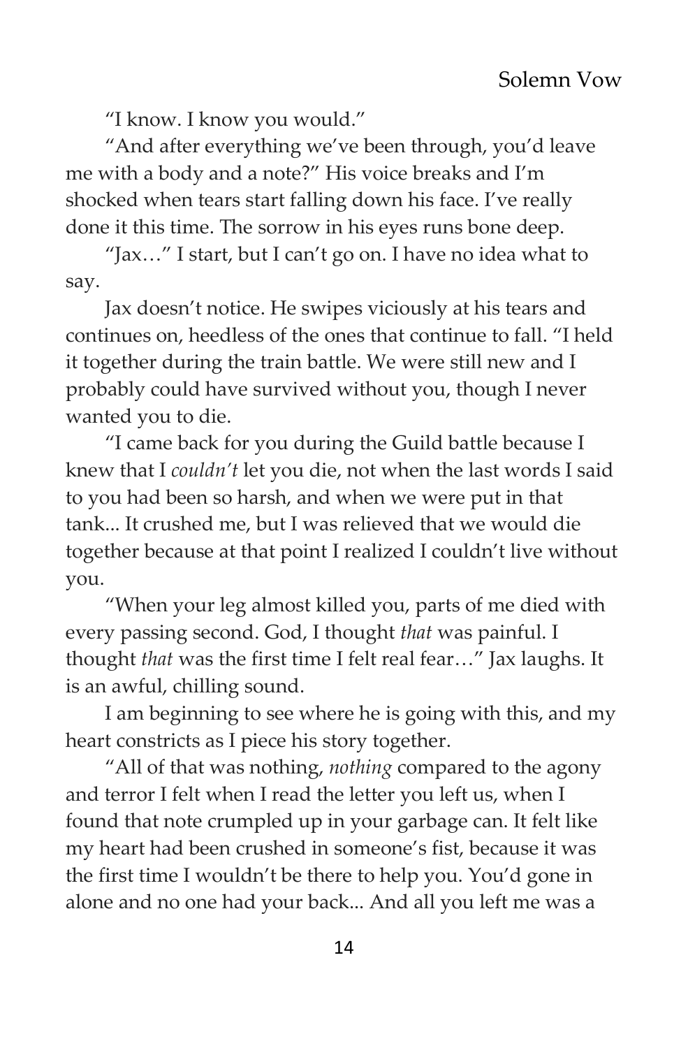"I know. I know you would."

"And after everything we've been through, you'd leave me with a body and a note?" His voice breaks and I'm shocked when tears start falling down his face. I've really done it this time. The sorrow in his eyes runs bone deep.

"Jax…" I start, but I can't go on. I have no idea what to say.

Jax doesn't notice. He swipes viciously at his tears and continues on, heedless of the ones that continue to fall. "I held it together during the train battle. We were still new and I probably could have survived without you, though I never wanted you to die.

"I came back for you during the Guild battle because I knew that I *couldn't* let you die, not when the last words I said to you had been so harsh, and when we were put in that tank... It crushed me, but I was relieved that we would die together because at that point I realized I couldn't live without you.

"When your leg almost killed you, parts of me died with every passing second. God, I thought *that* was painful. I thought *that* was the first time I felt real fear…" Jax laughs. It is an awful, chilling sound.

I am beginning to see where he is going with this, and my heart constricts as I piece his story together.

"All of that was nothing, *nothing* compared to the agony and terror I felt when I read the letter you left us, when I found that note crumpled up in your garbage can. It felt like my heart had been crushed in someone's fist, because it was the first time I wouldn't be there to help you. You'd gone in alone and no one had your back... And all you left me was a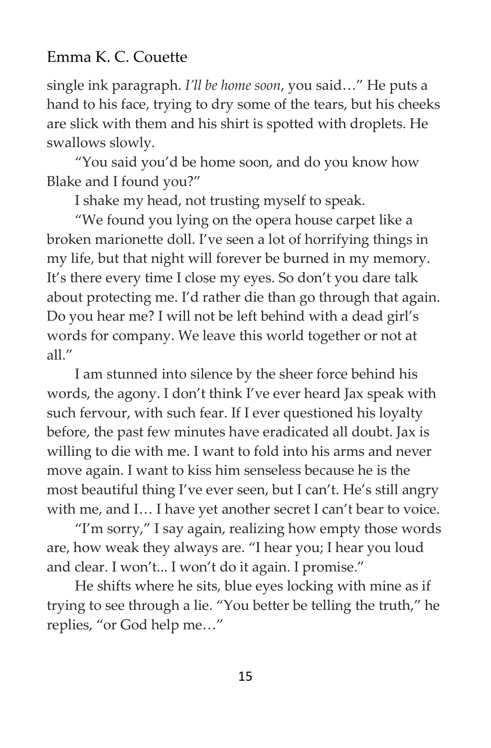single ink paragraph. *I'll be home soon*, you said…" He puts a hand to his face, trying to dry some of the tears, but his cheeks are slick with them and his shirt is spotted with droplets. He swallows slowly.

"You said you'd be home soon, and do you know how Blake and I found you?"

I shake my head, not trusting myself to speak.

"We found you lying on the opera house carpet like a broken marionette doll. I've seen a lot of horrifying things in my life, but that night will forever be burned in my memory. It's there every time I close my eyes. So don't you dare talk about protecting me. I'd rather die than go through that again. Do you hear me? I will not be left behind with a dead girl's words for company. We leave this world together or not at all."

I am stunned into silence by the sheer force behind his words, the agony. I don't think I've ever heard Jax speak with such fervour, with such fear. If I ever questioned his loyalty before, the past few minutes have eradicated all doubt. Jax is willing to die with me. I want to fold into his arms and never move again. I want to kiss him senseless because he is the most beautiful thing I've ever seen, but I can't. He's still angry with me, and I… I have yet another secret I can't bear to voice.

"I'm sorry," I say again, realizing how empty those words are, how weak they always are. "I hear you; I hear you loud and clear. I won't... I won't do it again. I promise."

He shifts where he sits, blue eyes locking with mine as if trying to see through a lie. "You better be telling the truth," he replies, "or God help me…"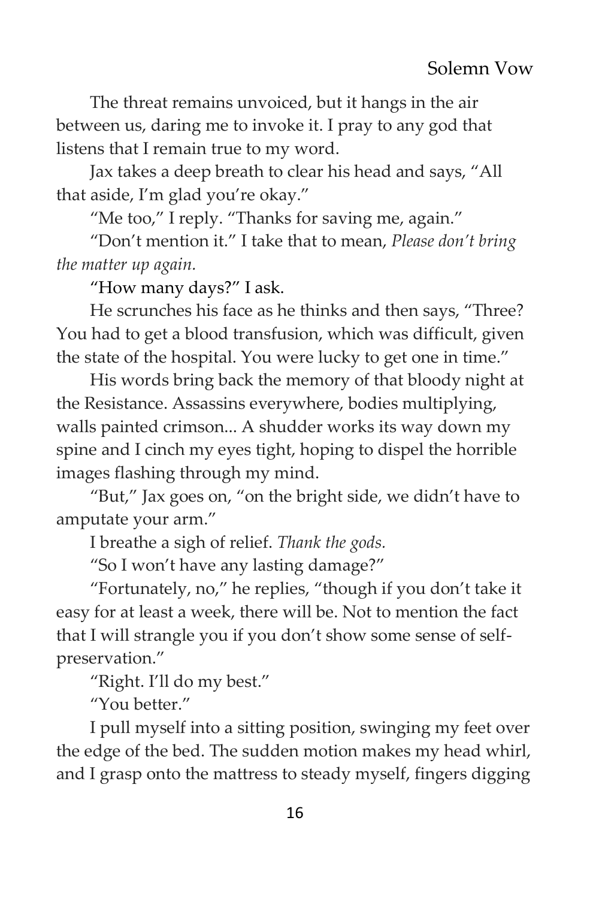The threat remains unvoiced, but it hangs in the air between us, daring me to invoke it. I pray to any god that listens that I remain true to my word.

Jax takes a deep breath to clear his head and says, "All that aside, I'm glad you're okay."

"Me too," I reply. "Thanks for saving me, again."

"Don't mention it." I take that to mean, *Please don't bring the matter up again.*

"How many days?" I ask.

He scrunches his face as he thinks and then says, "Three? You had to get a blood transfusion, which was difficult, given the state of the hospital. You were lucky to get one in time."

His words bring back the memory of that bloody night at the Resistance. Assassins everywhere, bodies multiplying, walls painted crimson... A shudder works its way down my spine and I cinch my eyes tight, hoping to dispel the horrible images flashing through my mind.

"But," Jax goes on, "on the bright side, we didn't have to amputate your arm."

I breathe a sigh of relief. *Thank the gods.*

"So I won't have any lasting damage?"

"Fortunately, no," he replies, "though if you don't take it easy for at least a week, there will be. Not to mention the fact that I will strangle you if you don't show some sense of self-preservation."

"Right. I'll do my best."

"You better."

I pull myself into a sitting position, swinging my feet over the edge of the bed. The sudden motion makes my head whirl, and I grasp onto the mattress to steady myself, fingers digging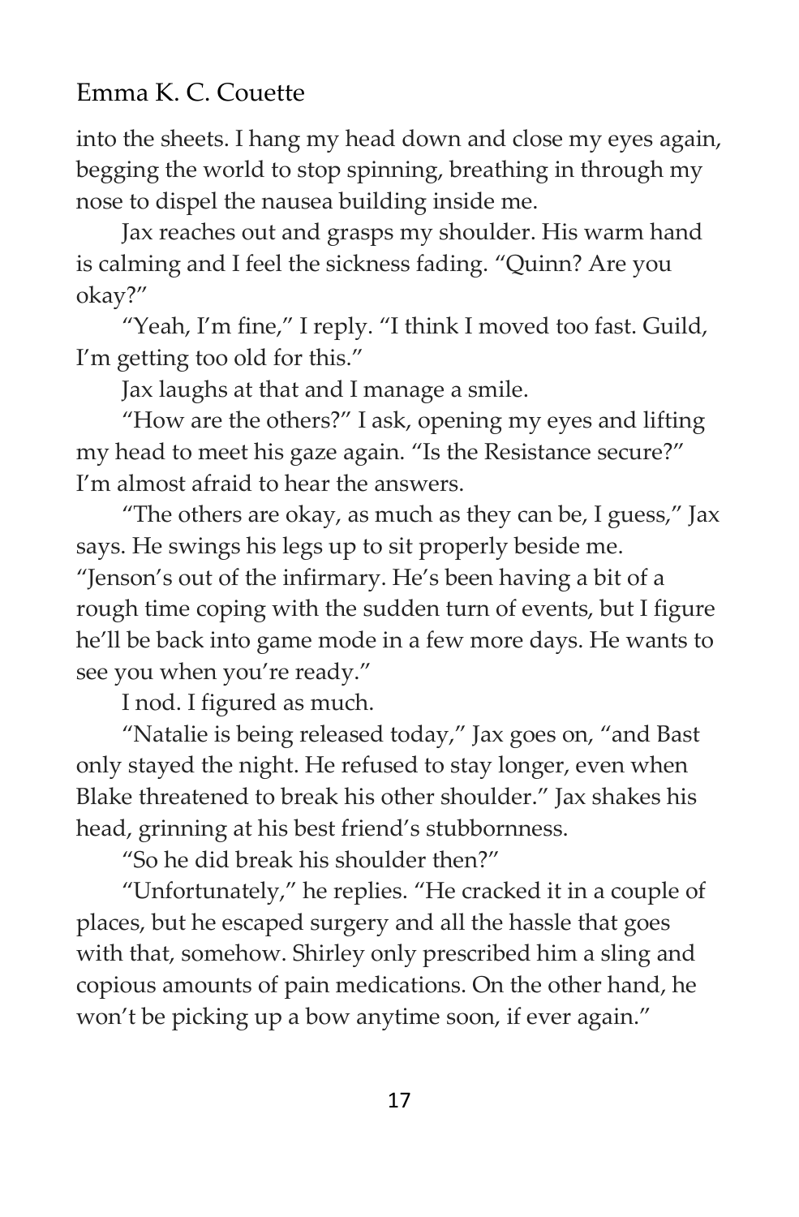into the sheets. I hang my head down and close my eyes again, begging the world to stop spinning, breathing in through my nose to dispel the nausea building inside me.

Jax reaches out and grasps my shoulder. His warm hand is calming and I feel the sickness fading. "Quinn? Are you okay?"

"Yeah, I'm fine," I reply. "I think I moved too fast. Guild, I'm getting too old for this."

Jax laughs at that and I manage a smile.

"How are the others?" I ask, opening my eyes and lifting my head to meet his gaze again. "Is the Resistance secure?" I'm almost afraid to hear the answers.

"The others are okay, as much as they can be, I guess," Jax says. He swings his legs up to sit properly beside me. "Jenson's out of the infirmary. He's been having a bit of a rough time coping with the sudden turn of events, but I figure he'll be back into game mode in a few more days. He wants to see you when you're ready."

I nod. I figured as much.

"Natalie is being released today," Jax goes on, "and Bast only stayed the night. He refused to stay longer, even when Blake threatened to break his other shoulder." Jax shakes his head, grinning at his best friend's stubbornness.

"So he did break his shoulder then?"

"Unfortunately," he replies. "He cracked it in a couple of places, but he escaped surgery and all the hassle that goes with that, somehow. Shirley only prescribed him a sling and copious amounts of pain medications. On the other hand, he won't be picking up a bow anytime soon, if ever again."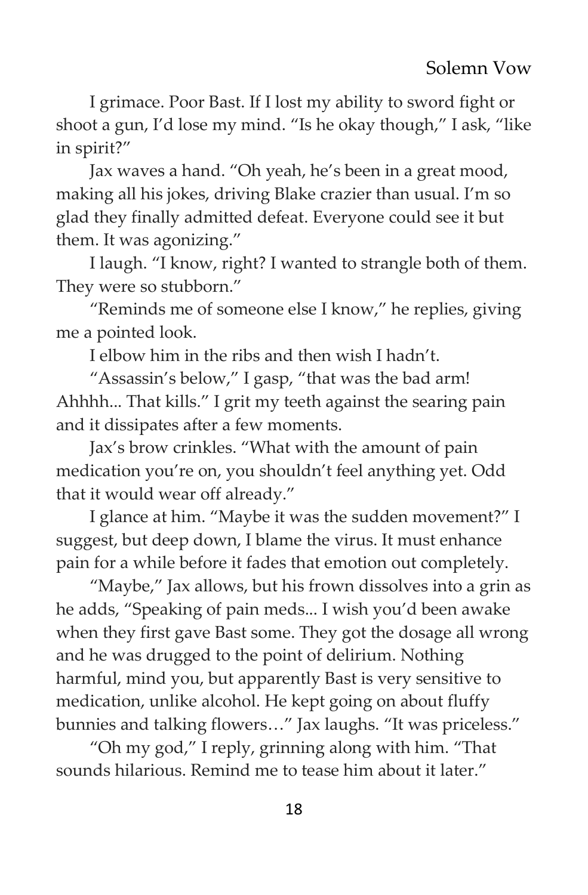I grimace. Poor Bast. If I lost my ability to sword fight or shoot a gun, I'd lose my mind. "Is he okay though," I ask, "like in spirit?"

Jax waves a hand. "Oh yeah, he's been in a great mood, making all his jokes, driving Blake crazier than usual. I'm so glad they finally admitted defeat. Everyone could see it but them. It was agonizing."

I laugh. "I know, right? I wanted to strangle both of them. They were so stubborn."

"Reminds me of someone else I know," he replies, giving me a pointed look.

I elbow him in the ribs and then wish I hadn't.

"Assassin's below," I gasp, "that was the bad arm! Ahhhh... That kills." I grit my teeth against the searing pain and it dissipates after a few moments.

Jax's brow crinkles. "What with the amount of pain medication you're on, you shouldn't feel anything yet. Odd that it would wear off already."

I glance at him. "Maybe it was the sudden movement?" I suggest, but deep down, I blame the virus. It must enhance pain for a while before it fades that emotion out completely.

"Maybe," Jax allows, but his frown dissolves into a grin as he adds, "Speaking of pain meds... I wish you'd been awake when they first gave Bast some. They got the dosage all wrong and he was drugged to the point of delirium. Nothing harmful, mind you, but apparently Bast is very sensitive to medication, unlike alcohol. He kept going on about fluffy bunnies and talking flowers…" Jax laughs. "It was priceless."

"Oh my god," I reply, grinning along with him. "That sounds hilarious. Remind me to tease him about it later."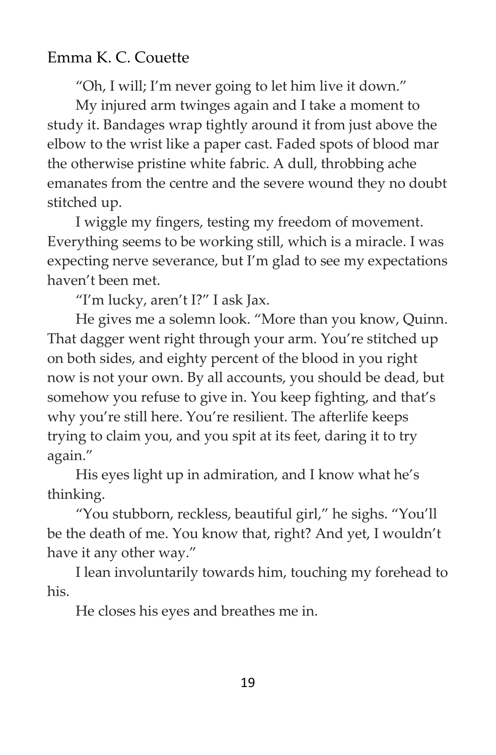"Oh, I will; I'm never going to let him live it down."

My injured arm twinges again and I take a moment to study it. Bandages wrap tightly around it from just above the elbow to the wrist like a paper cast. Faded spots of blood mar the otherwise pristine white fabric. A dull, throbbing ache emanates from the centre and the severe wound they no doubt stitched up.

I wiggle my fingers, testing my freedom of movement. Everything seems to be working still, which is a miracle. I was expecting nerve severance, but I'm glad to see my expectations haven't been met.

"I'm lucky, aren't I?" I ask Jax.

He gives me a solemn look. "More than you know, Quinn. That dagger went right through your arm. You're stitched up on both sides, and eighty percent of the blood in you right now is not your own. By all accounts, you should be dead, but somehow you refuse to give in. You keep fighting, and that's why you're still here. You're resilient. The afterlife keeps trying to claim you, and you spit at its feet, daring it to try again."

His eyes light up in admiration, and I know what he's thinking.

"You stubborn, reckless, beautiful girl," he sighs. "You'll be the death of me. You know that, right? And yet, I wouldn't have it any other way."

I lean involuntarily towards him, touching my forehead to his.

He closes his eyes and breathes me in.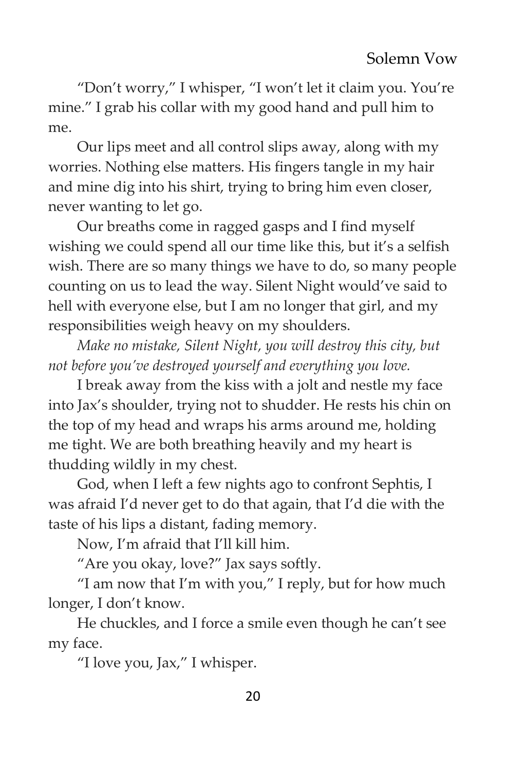"Don't worry," I whisper, "I won't let it claim you. You're mine." I grab his collar with my good hand and pull him to me.

Our lips meet and all control slips away, along with my worries. Nothing else matters. His fingers tangle in my hair and mine dig into his shirt, trying to bring him even closer, never wanting to let go.

Our breaths come in ragged gasps and I find myself wishing we could spend all our time like this, but it's a selfish wish. There are so many things we have to do, so many people counting on us to lead the way. Silent Night would've said to hell with everyone else, but I am no longer that girl, and my responsibilities weigh heavy on my shoulders.

*Make no mistake, Silent Night, you will destroy this city, but not before you've destroyed yourself and everything you love.*

I break away from the kiss with a jolt and nestle my face into Jax's shoulder, trying not to shudder. He rests his chin on the top of my head and wraps his arms around me, holding me tight. We are both breathing heavily and my heart is thudding wildly in my chest.

God, when I left a few nights ago to confront Sephtis, I was afraid I'd never get to do that again, that I'd die with the taste of his lips a distant, fading memory.

Now, I'm afraid that I'll kill him.

"Are you okay, love?" Jax says softly.

"I am now that I'm with you," I reply, but for how much longer, I don't know.

He chuckles, and I force a smile even though he can't see my face.

"I love you, Jax," I whisper.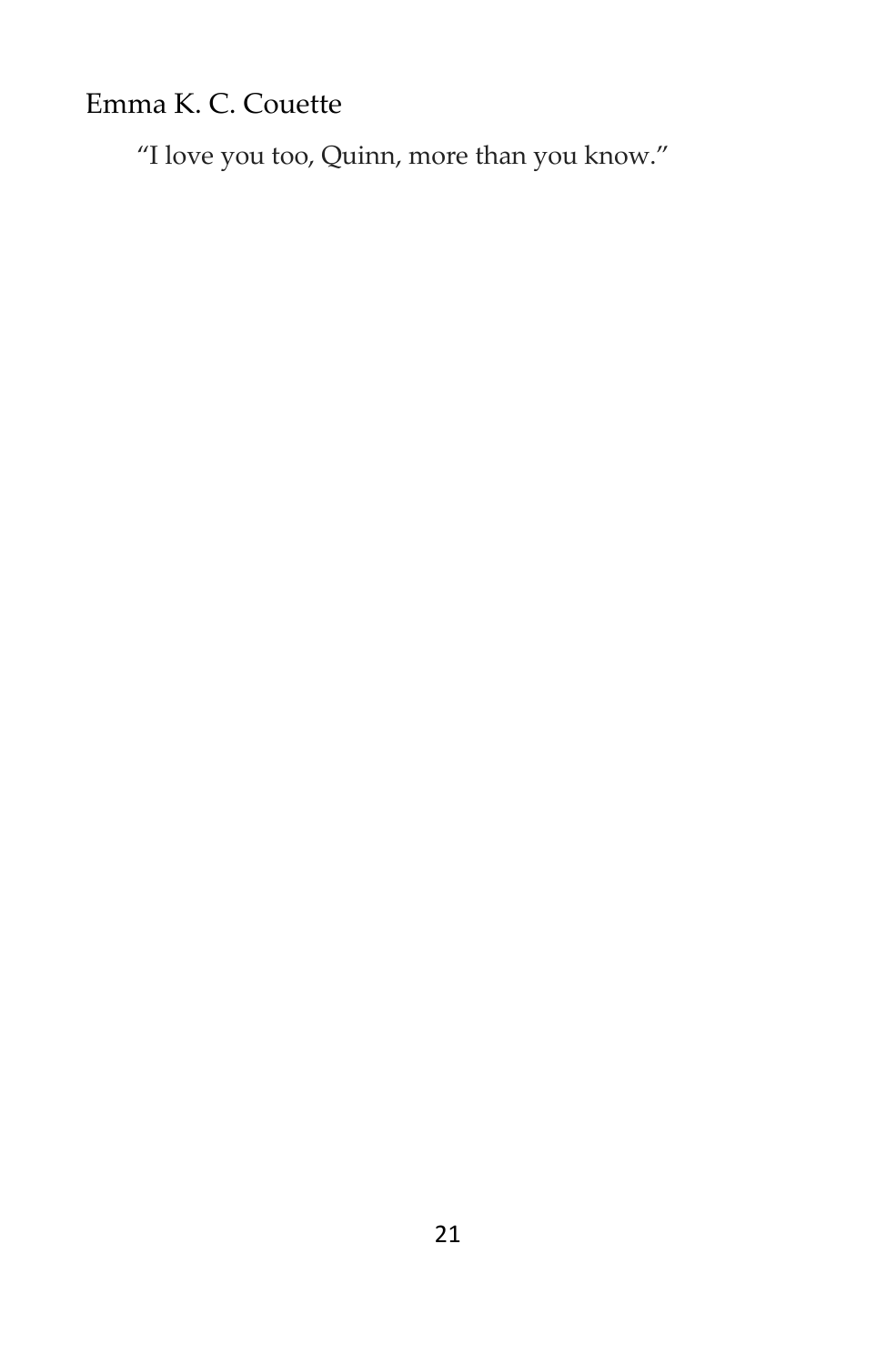"I love you too, Quinn, more than you know."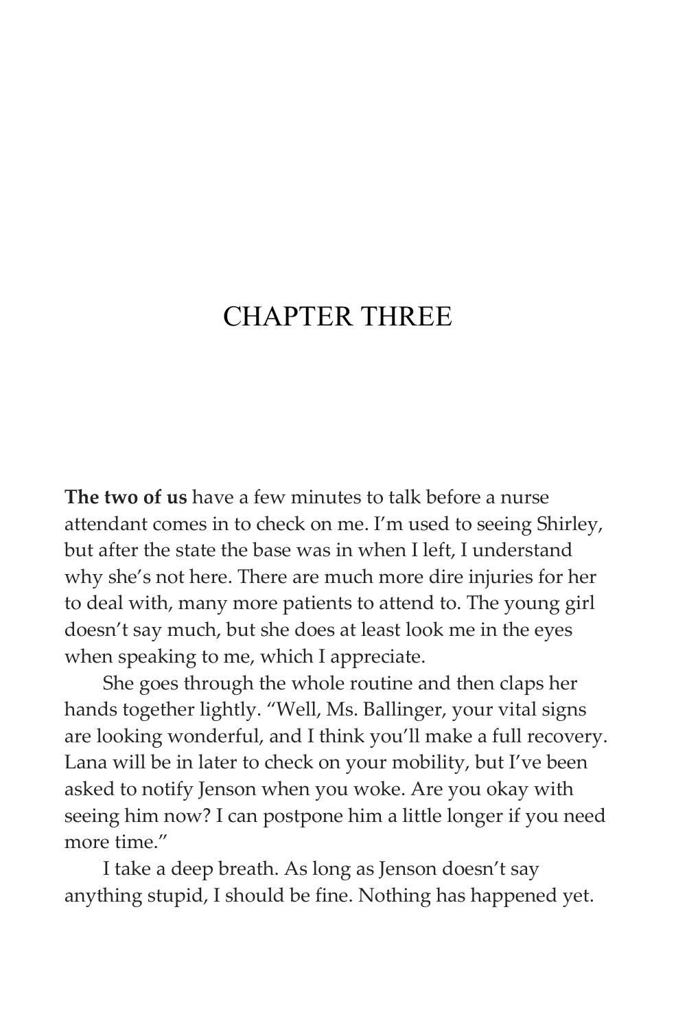# CHAPTER THREE

**The two of us** have a few minutes to talk before a nurse attendant comes in to check on me. I'm used to seeing Shirley, but after the state the base was in when I left, I understand why she's not here. There are much more dire injuries for her to deal with, many more patients to attend to. The young girl doesn't say much, but she does at least look me in the eyes when speaking to me, which I appreciate.

She goes through the whole routine and then claps her hands together lightly. "Well, Ms. Ballinger, your vital signs are looking wonderful, and I think you'll make a full recovery. Lana will be in later to check on your mobility, but I've been asked to notify Jenson when you woke. Are you okay with seeing him now? I can postpone him a little longer if you need more time."

I take a deep breath. As long as Jenson doesn't say anything stupid, I should be fine. Nothing has happened yet.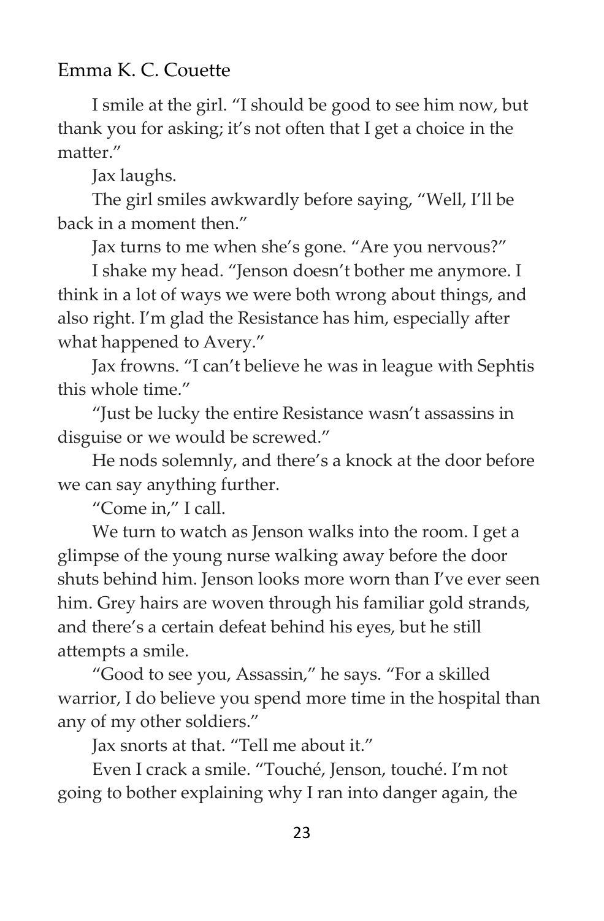I smile at the girl. "I should be good to see him now, but thank you for asking; it's not often that I get a choice in the matter."

Jax laughs.

The girl smiles awkwardly before saying, "Well, I'll be back in a moment then."

Jax turns to me when she's gone. "Are you nervous?"

I shake my head. "Jenson doesn't bother me anymore. I think in a lot of ways we were both wrong about things, and also right. I'm glad the Resistance has him, especially after what happened to Avery."

Jax frowns. "I can't believe he was in league with Sephtis this whole time."

"Just be lucky the entire Resistance wasn't assassins in disguise or we would be screwed."

He nods solemnly, and there's a knock at the door before we can say anything further.

"Come in," I call.

We turn to watch as Jenson walks into the room. I get a glimpse of the young nurse walking away before the door shuts behind him. Jenson looks more worn than I've ever seen him. Grey hairs are woven through his familiar gold strands, and there's a certain defeat behind his eyes, but he still attempts a smile.

"Good to see you, Assassin," he says. "For a skilled warrior, I do believe you spend more time in the hospital than any of my other soldiers."

Jax snorts at that. "Tell me about it."

Even I crack a smile. "Touché, Jenson, touché. I'm not going to bother explaining why I ran into danger again, the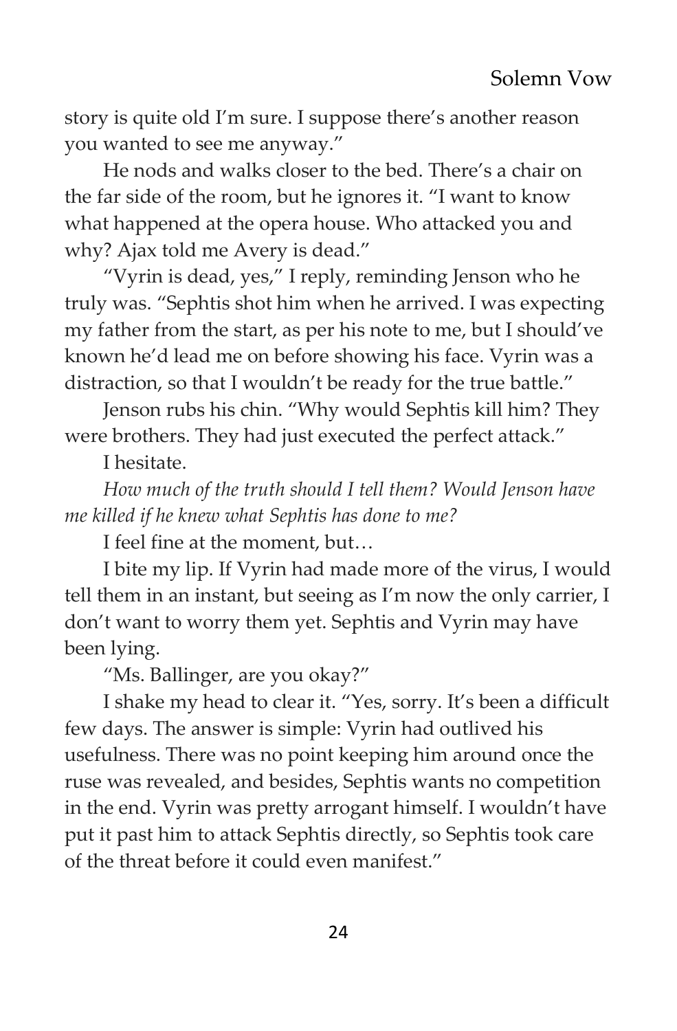story is quite old I'm sure. I suppose there's another reason you wanted to see me anyway."

He nods and walks closer to the bed. There's a chair on the far side of the room, but he ignores it. "I want to know what happened at the opera house. Who attacked you and why? Ajax told me Avery is dead."

"Vyrin is dead, yes," I reply, reminding Jenson who he truly was. "Sephtis shot him when he arrived. I was expecting my father from the start, as per his note to me, but I should've known he'd lead me on before showing his face. Vyrin was a distraction, so that I wouldn't be ready for the true battle."

Jenson rubs his chin. "Why would Sephtis kill him? They were brothers. They had just executed the perfect attack."

I hesitate.

*How much of the truth should I tell them? Would Jenson have me killed if he knew what Sephtis has done to me?*

I feel fine at the moment, but…

I bite my lip. If Vyrin had made more of the virus, I would tell them in an instant, but seeing as I'm now the only carrier, I don't want to worry them yet. Sephtis and Vyrin may have been lying.

"Ms. Ballinger, are you okay?"

I shake my head to clear it. "Yes, sorry. It's been a difficult few days. The answer is simple: Vyrin had outlived his usefulness. There was no point keeping him around once the ruse was revealed, and besides, Sephtis wants no competition in the end. Vyrin was pretty arrogant himself. I wouldn't have put it past him to attack Sephtis directly, so Sephtis took care of the threat before it could even manifest."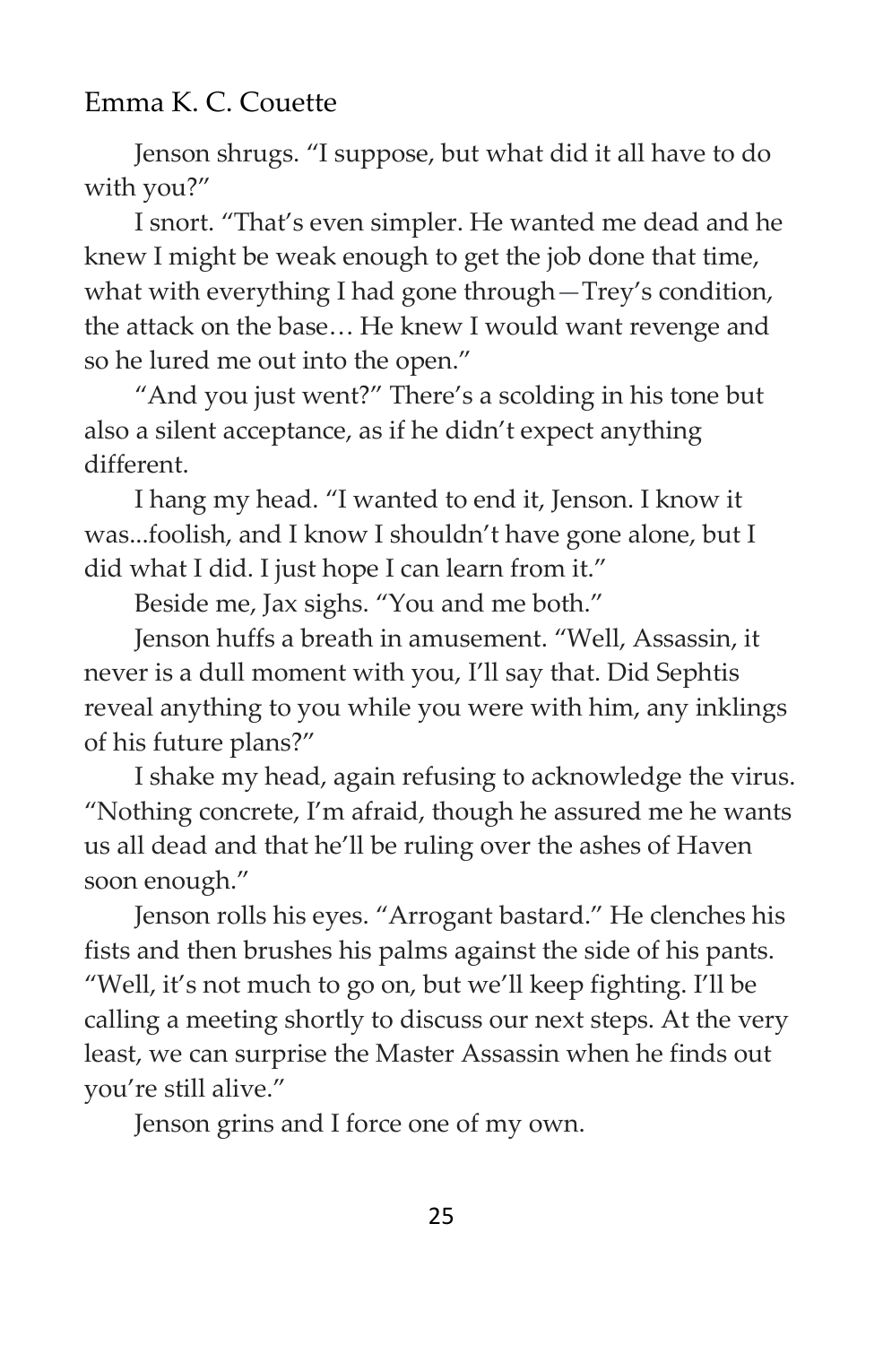Jenson shrugs. "I suppose, but what did it all have to do with you?"

I snort. "That's even simpler. He wanted me dead and he knew I might be weak enough to get the job done that time, what with everything I had gone through—Trey's condition, the attack on the base… He knew I would want revenge and so he lured me out into the open."

"And you just went?" There's a scolding in his tone but also a silent acceptance, as if he didn't expect anything different.

I hang my head. "I wanted to end it, Jenson. I know it was...foolish, and I know I shouldn't have gone alone, but I did what I did. I just hope I can learn from it."

Beside me, Jax sighs. "You and me both."

Jenson huffs a breath in amusement. "Well, Assassin, it never is a dull moment with you, I'll say that. Did Sephtis reveal anything to you while you were with him, any inklings of his future plans?"

I shake my head, again refusing to acknowledge the virus. "Nothing concrete, I'm afraid, though he assured me he wants us all dead and that he'll be ruling over the ashes of Haven soon enough."

Jenson rolls his eyes. "Arrogant bastard." He clenches his fists and then brushes his palms against the side of his pants. "Well, it's not much to go on, but we'll keep fighting. I'll be calling a meeting shortly to discuss our next steps. At the very least, we can surprise the Master Assassin when he finds out you're still alive."

Jenson grins and I force one of my own.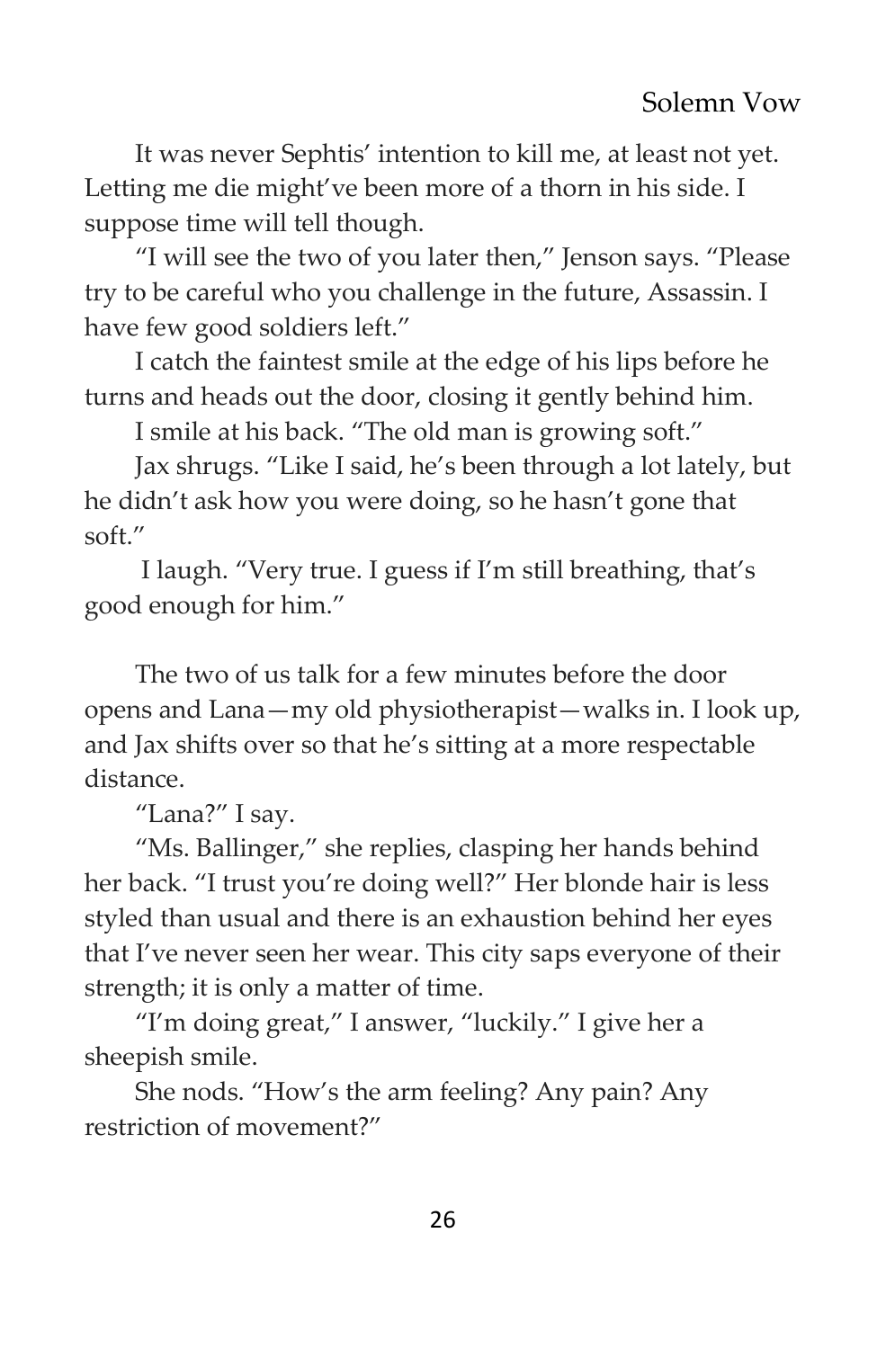It was never Sephtis' intention to kill me, at least not yet. Letting me die might've been more of a thorn in his side. I suppose time will tell though.

"I will see the two of you later then," Jenson says. "Please try to be careful who you challenge in the future, Assassin. I have few good soldiers left."

I catch the faintest smile at the edge of his lips before he turns and heads out the door, closing it gently behind him.

I smile at his back. "The old man is growing soft."

Jax shrugs. "Like I said, he's been through a lot lately, but he didn't ask how you were doing, so he hasn't gone that soft."

I laugh. "Very true. I guess if I'm still breathing, that's good enough for him."

The two of us talk for a few minutes before the door opens and Lana—my old physiotherapist—walks in. I look up, and Jax shifts over so that he's sitting at a more respectable distance.

"Lana?" I say.

"Ms. Ballinger," she replies, clasping her hands behind her back. "I trust you're doing well?" Her blonde hair is less styled than usual and there is an exhaustion behind her eyes that I've never seen her wear. This city saps everyone of their strength; it is only a matter of time.

"I'm doing great," I answer, "luckily." I give her a sheepish smile.

She nods. "How's the arm feeling? Any pain? Any restriction of movement?"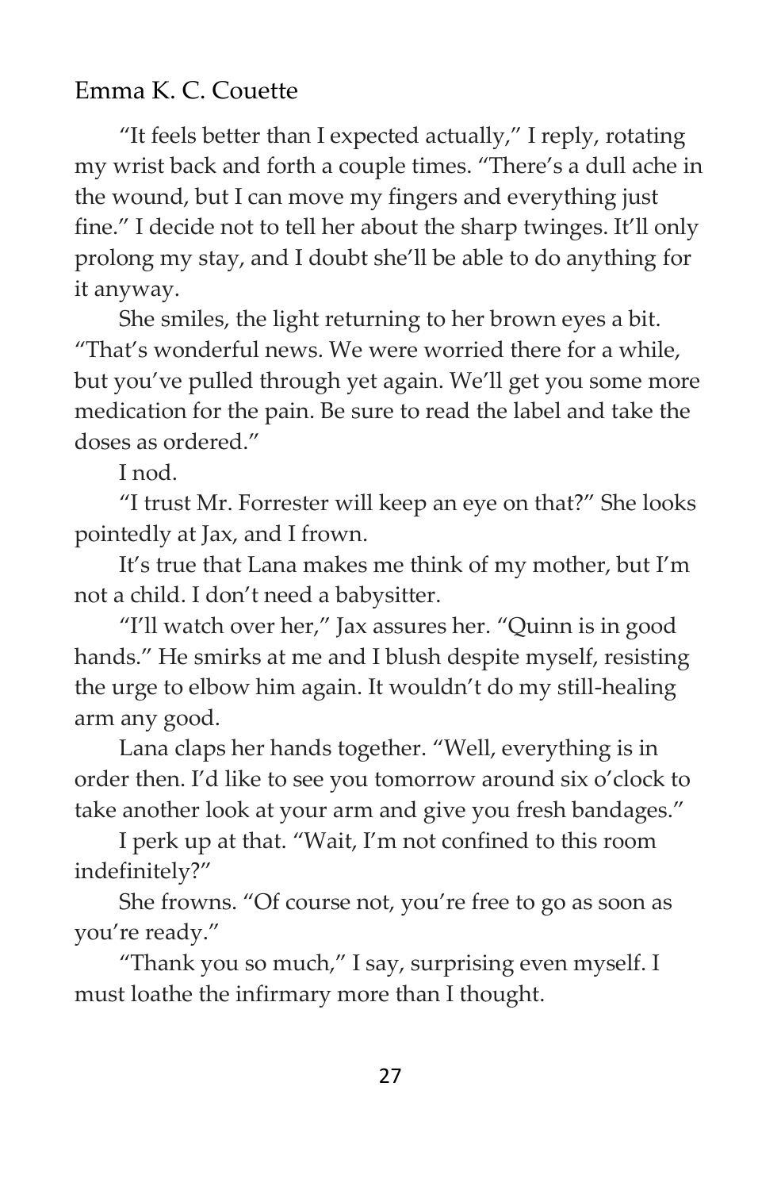"It feels better than I expected actually," I reply, rotating my wrist back and forth a couple times. "There's a dull ache in the wound, but I can move my fingers and everything just fine." I decide not to tell her about the sharp twinges. It'll only prolong my stay, and I doubt she'll be able to do anything for it anyway.

She smiles, the light returning to her brown eyes a bit. "That's wonderful news. We were worried there for a while, but you've pulled through yet again. We'll get you some more medication for the pain. Be sure to read the label and take the doses as ordered."

I nod.

"I trust Mr. Forrester will keep an eye on that?" She looks pointedly at Jax, and I frown.

It's true that Lana makes me think of my mother, but I'm not a child. I don't need a babysitter.

"I'll watch over her," Jax assures her. "Quinn is in good hands." He smirks at me and I blush despite myself, resisting the urge to elbow him again. It wouldn't do my still-healing arm any good.

Lana claps her hands together. "Well, everything is in order then. I'd like to see you tomorrow around six o'clock to take another look at your arm and give you fresh bandages."

I perk up at that. "Wait, I'm not confined to this room indefinitely?"

She frowns. "Of course not, you're free to go as soon as you're ready."

"Thank you so much," I say, surprising even myself. I must loathe the infirmary more than I thought.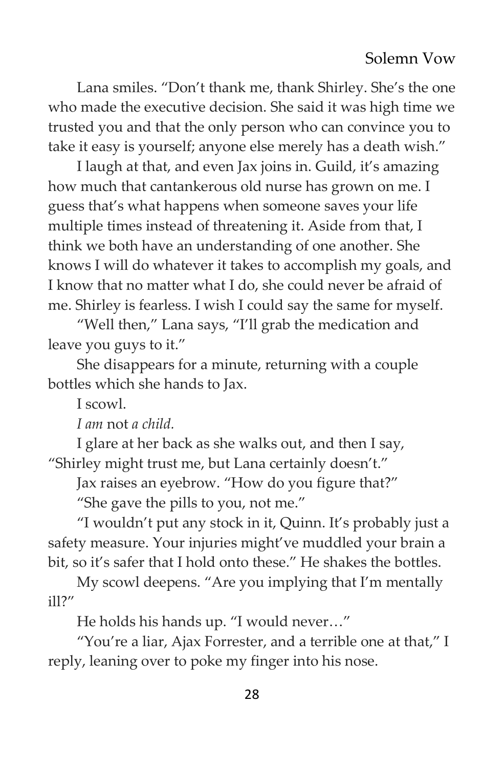Lana smiles. "Don't thank me, thank Shirley. She's the one who made the executive decision. She said it was high time we trusted you and that the only person who can convince you to take it easy is yourself; anyone else merely has a death wish."

I laugh at that, and even Jax joins in. Guild, it's amazing how much that cantankerous old nurse has grown on me. I guess that's what happens when someone saves your life multiple times instead of threatening it. Aside from that, I think we both have an understanding of one another. She knows I will do whatever it takes to accomplish my goals, and I know that no matter what I do, she could never be afraid of me. Shirley is fearless. I wish I could say the same for myself.

"Well then," Lana says, "I'll grab the medication and leave you guys to it."

She disappears for a minute, returning with a couple bottles which she hands to Jax.

I scowl.

*I am* not *a child.*

I glare at her back as she walks out, and then I say, "Shirley might trust me, but Lana certainly doesn't."

Jax raises an eyebrow. "How do you figure that?"

"She gave the pills to you, not me."

"I wouldn't put any stock in it, Quinn. It's probably just a safety measure. Your injuries might've muddled your brain a bit, so it's safer that I hold onto these." He shakes the bottles.

My scowl deepens. "Are you implying that I'm mentally ill?"

He holds his hands up. "I would never…"

"You're a liar, Ajax Forrester, and a terrible one at that," I reply, leaning over to poke my finger into his nose.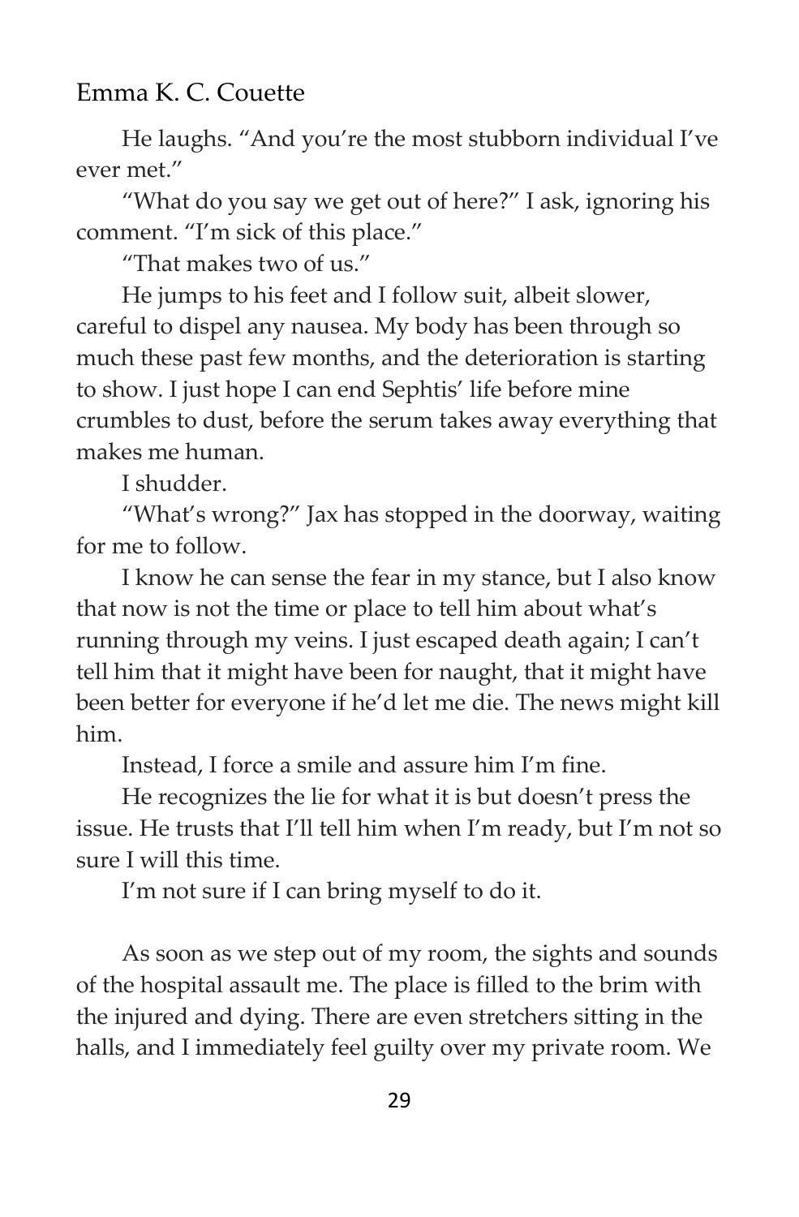He laughs. "And you're the most stubborn individual I've ever met."

"What do you say we get out of here?" I ask, ignoring his comment. "I'm sick of this place."

"That makes two of us."

He jumps to his feet and I follow suit, albeit slower, careful to dispel any nausea. My body has been through so much these past few months, and the deterioration is starting to show. I just hope I can end Sephtis' life before mine crumbles to dust, before the serum takes away everything that makes me human.

I shudder.

"What's wrong?" Jax has stopped in the doorway, waiting for me to follow.

I know he can sense the fear in my stance, but I also know that now is not the time or place to tell him about what's running through my veins. I just escaped death again; I can't tell him that it might have been for naught, that it might have been better for everyone if he'd let me die. The news might kill him.

Instead, I force a smile and assure him I'm fine.

He recognizes the lie for what it is but doesn't press the issue. He trusts that I'll tell him when I'm ready, but I'm not so sure I will this time.

I'm not sure if I can bring myself to do it.

As soon as we step out of my room, the sights and sounds of the hospital assault me. The place is filled to the brim with the injured and dying. There are even stretchers sitting in the halls, and I immediately feel guilty over my private room. We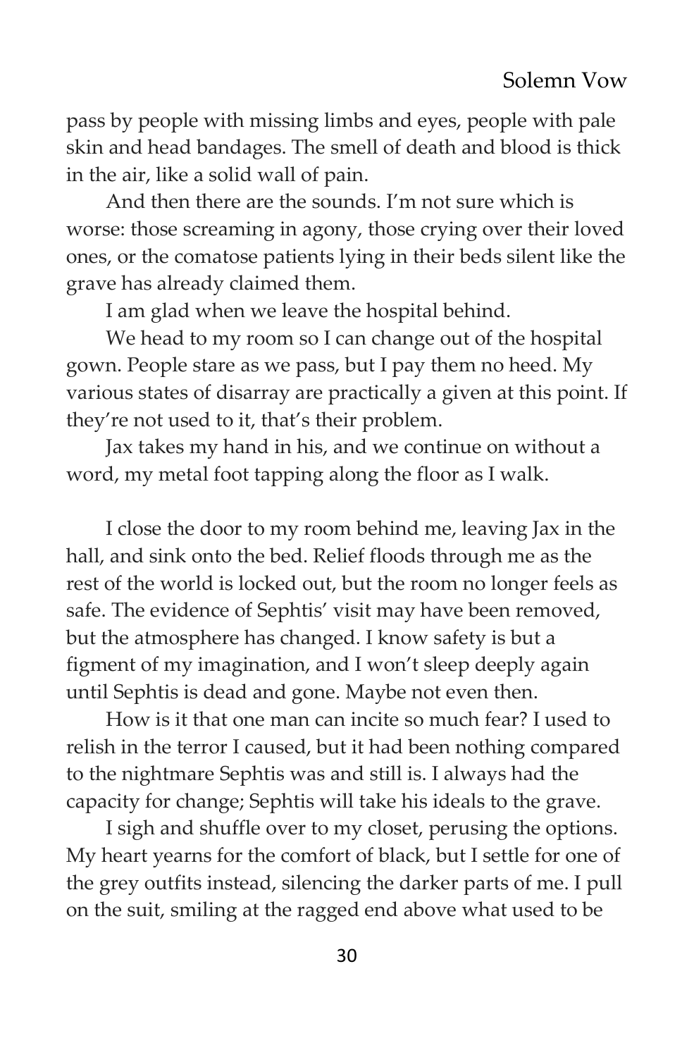pass by people with missing limbs and eyes, people with pale skin and head bandages. The smell of death and blood is thick in the air, like a solid wall of pain.

And then there are the sounds. I'm not sure which is worse: those screaming in agony, those crying over their loved ones, or the comatose patients lying in their beds silent like the grave has already claimed them.

I am glad when we leave the hospital behind.

We head to my room so I can change out of the hospital gown. People stare as we pass, but I pay them no heed. My various states of disarray are practically a given at this point. If they're not used to it, that's their problem.

Jax takes my hand in his, and we continue on without a word, my metal foot tapping along the floor as I walk.

I close the door to my room behind me, leaving Jax in the hall, and sink onto the bed. Relief floods through me as the rest of the world is locked out, but the room no longer feels as safe. The evidence of Sephtis' visit may have been removed, but the atmosphere has changed. I know safety is but a figment of my imagination, and I won't sleep deeply again until Sephtis is dead and gone. Maybe not even then.

How is it that one man can incite so much fear? I used to relish in the terror I caused, but it had been nothing compared to the nightmare Sephtis was and still is. I always had the capacity for change; Sephtis will take his ideals to the grave.

I sigh and shuffle over to my closet, perusing the options. My heart yearns for the comfort of black, but I settle for one of the grey outfits instead, silencing the darker parts of me. I pull on the suit, smiling at the ragged end above what used to be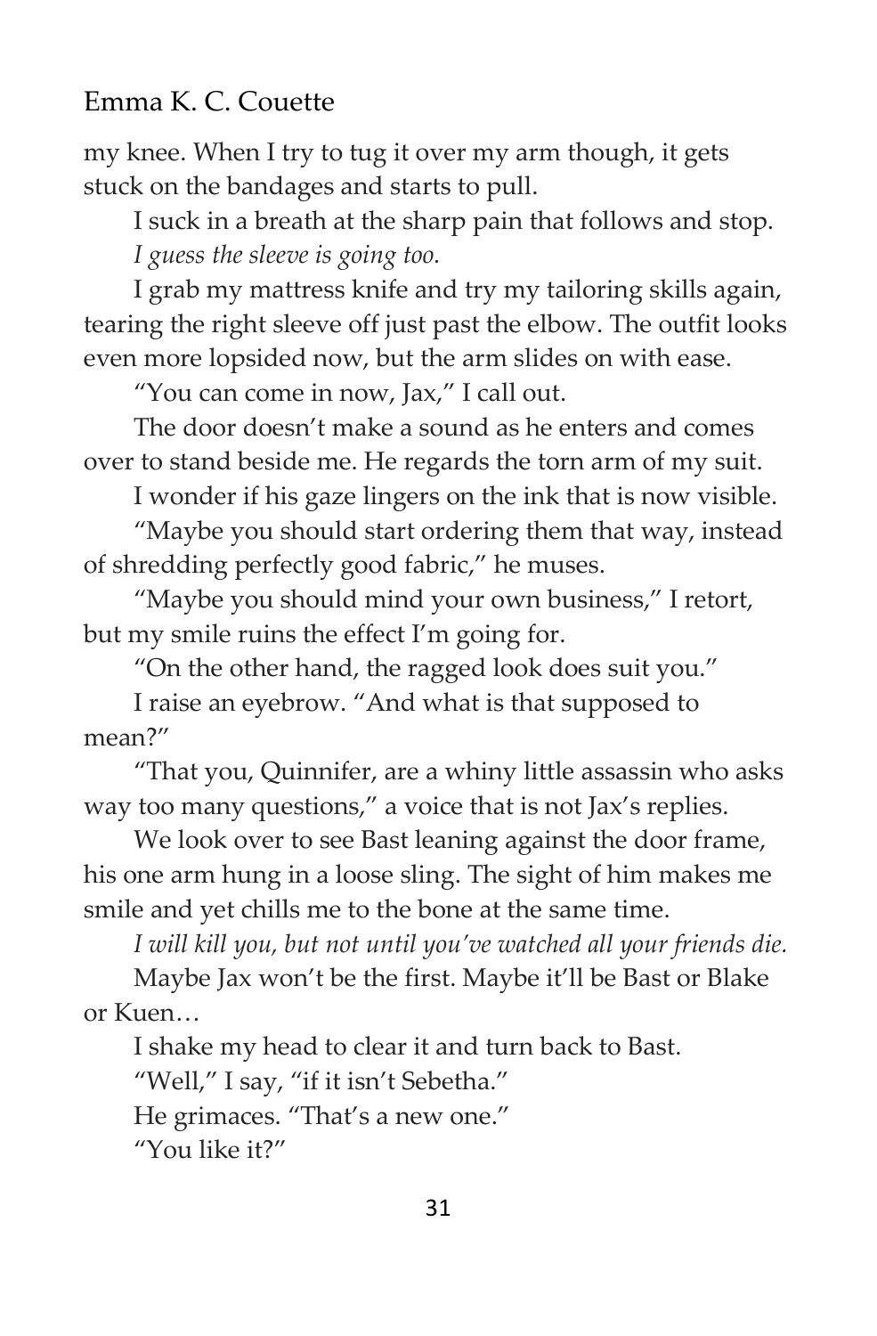my knee. When I try to tug it over my arm though, it gets stuck on the bandages and starts to pull.

I suck in a breath at the sharp pain that follows and stop.

*I guess the sleeve is going too.*

I grab my mattress knife and try my tailoring skills again, tearing the right sleeve off just past the elbow. The outfit looks even more lopsided now, but the arm slides on with ease.

"You can come in now, Jax," I call out.

The door doesn't make a sound as he enters and comes over to stand beside me. He regards the torn arm of my suit.

I wonder if his gaze lingers on the ink that is now visible.

"Maybe you should start ordering them that way, instead of shredding perfectly good fabric," he muses.

"Maybe you should mind your own business," I retort, but my smile ruins the effect I'm going for.

"On the other hand, the ragged look does suit you."

I raise an eyebrow. "And what is that supposed to mean?"

"That you, Quinnifer, are a whiny little assassin who asks way too many questions," a voice that is not Jax's replies.

We look over to see Bast leaning against the door frame, his one arm hung in a loose sling. The sight of him makes me smile and yet chills me to the bone at the same time.

*I will kill you, but not until you've watched all your friends die.*

Maybe Jax won't be the first. Maybe it'll be Bast or Blake or Kuen…

I shake my head to clear it and turn back to Bast.

"Well," I say, "if it isn't Sebetha."

He grimaces. "That's a new one."

"You like it?"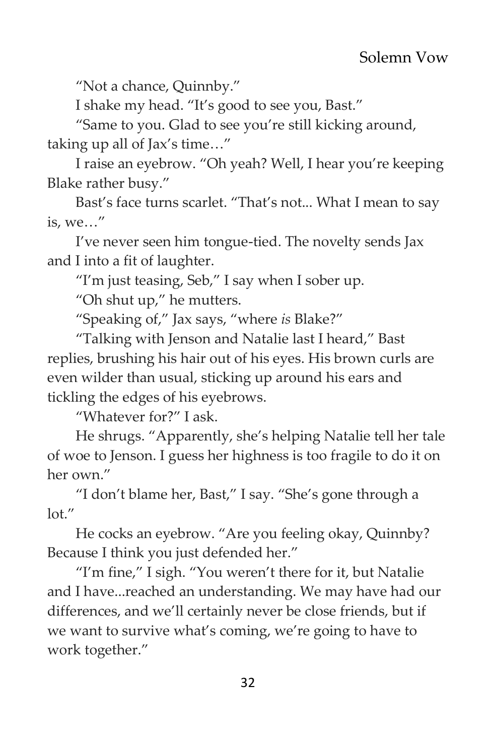"Not a chance, Quinnby."

I shake my head. "It's good to see you, Bast."

"Same to you. Glad to see you're still kicking around, taking up all of Jax's time…"

I raise an eyebrow. "Oh yeah? Well, I hear you're keeping Blake rather busy."

Bast's face turns scarlet. "That's not... What I mean to say is, we…"

I've never seen him tongue-tied. The novelty sends Jax and I into a fit of laughter.

"I'm just teasing, Seb," I say when I sober up.

"Oh shut up," he mutters.

"Speaking of," Jax says, "where *is* Blake?"

"Talking with Jenson and Natalie last I heard," Bast replies, brushing his hair out of his eyes. His brown curls are even wilder than usual, sticking up around his ears and tickling the edges of his eyebrows.

"Whatever for?" I ask.

He shrugs. "Apparently, she's helping Natalie tell her tale of woe to Jenson. I guess her highness is too fragile to do it on her own."

"I don't blame her, Bast," I say. "She's gone through a lot."

He cocks an eyebrow. "Are you feeling okay, Quinnby? Because I think you just defended her."

"I'm fine," I sigh. "You weren't there for it, but Natalie and I have...reached an understanding. We may have had our differences, and we'll certainly never be close friends, but if we want to survive what's coming, we're going to have to work together."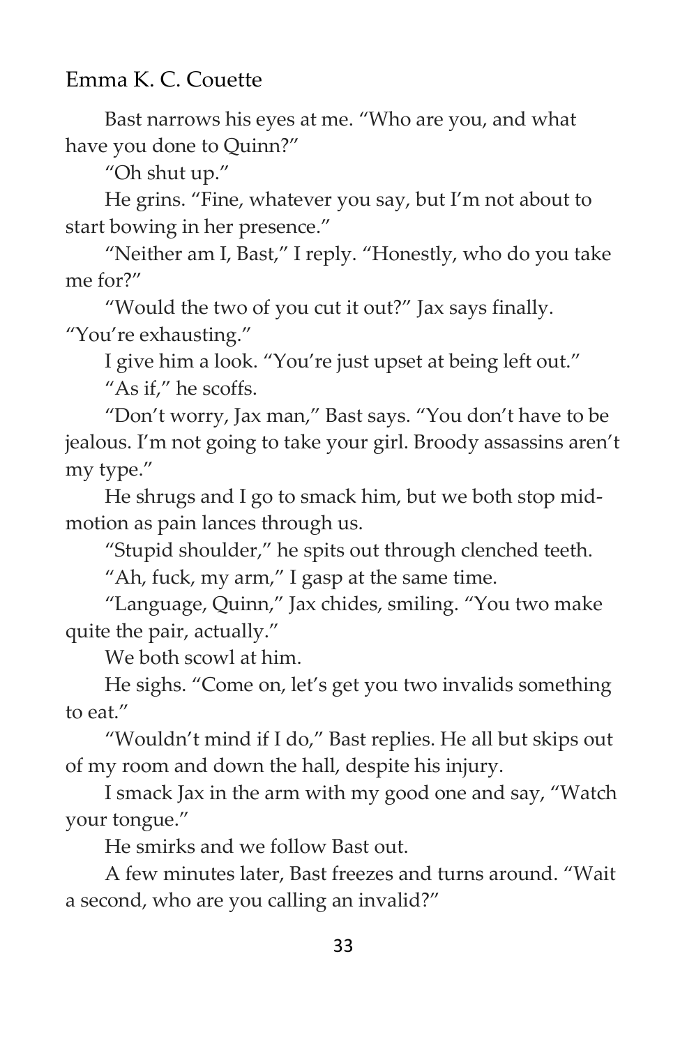Bast narrows his eyes at me. “Who are you, and what have you done to Quinn?”

“Oh shut up.”

He grins. “Fine, whatever you say, but I’m not about to start bowing in her presence.”

“Neither am I, Bast,” I reply. “Honestly, who do you take me for?”

“Would the two of you cut it out?” Jax says finally. “You’re exhausting.”

I give him a look. “You’re just upset at being left out.”

“As if,” he scoffs.

“Don’t worry, Jax man,” Bast says. “You don’t have to be jealous. I’m not going to take your girl. Broody assassins aren’t my type.”

He shrugs and I go to smack him, but we both stop mid-motion as pain lances through us.

“Stupid shoulder,” he spits out through clenched teeth.

“Ah, fuck, my arm,” I gasp at the same time.

“Language, Quinn,” Jax chides, smiling. “You two make quite the pair, actually.”

We both scowl at him.

He sighs. “Come on, let’s get you two invalids something to eat.”

“Wouldn’t mind if I do,” Bast replies. He all but skips out of my room and down the hall, despite his injury.

I smack Jax in the arm with my good one and say, “Watch your tongue.”

He smirks and we follow Bast out.

A few minutes later, Bast freezes and turns around. “Wait a second, who are you calling an invalid?”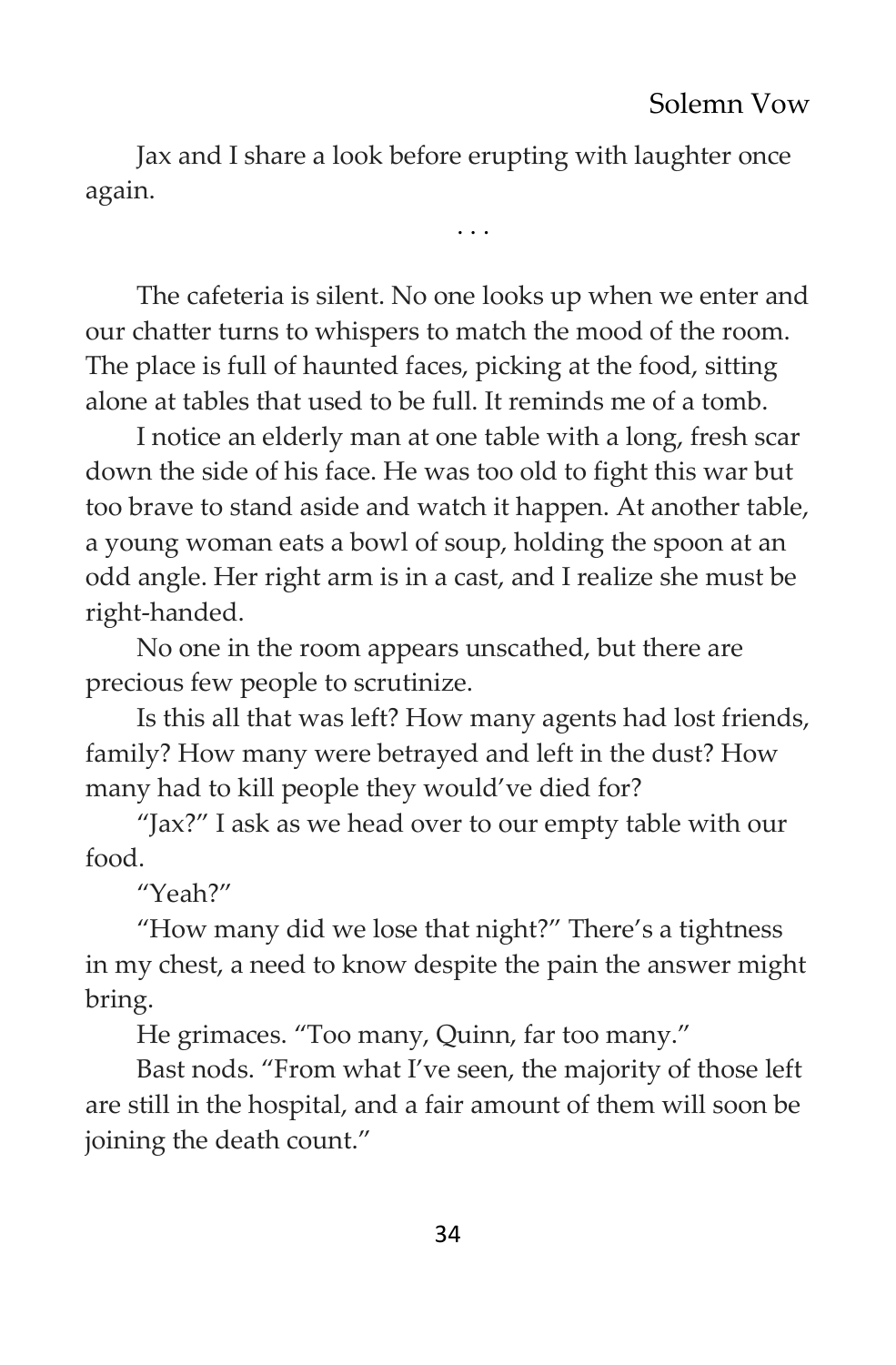Jax and I share a look before erupting with laughter once again.

. . .

The cafeteria is silent. No one looks up when we enter and our chatter turns to whispers to match the mood of the room. The place is full of haunted faces, picking at the food, sitting alone at tables that used to be full. It reminds me of a tomb.

I notice an elderly man at one table with a long, fresh scar down the side of his face. He was too old to fight this war but too brave to stand aside and watch it happen. At another table, a young woman eats a bowl of soup, holding the spoon at an odd angle. Her right arm is in a cast, and I realize she must be right-handed.

No one in the room appears unscathed, but there are precious few people to scrutinize.

Is this all that was left? How many agents had lost friends, family? How many were betrayed and left in the dust? How many had to kill people they would've died for?

"Jax?" I ask as we head over to our empty table with our food.

"Yeah?"

"How many did we lose that night?" There's a tightness in my chest, a need to know despite the pain the answer might bring.

He grimaces. "Too many, Quinn, far too many."

Bast nods. "From what I've seen, the majority of those left are still in the hospital, and a fair amount of them will soon be joining the death count."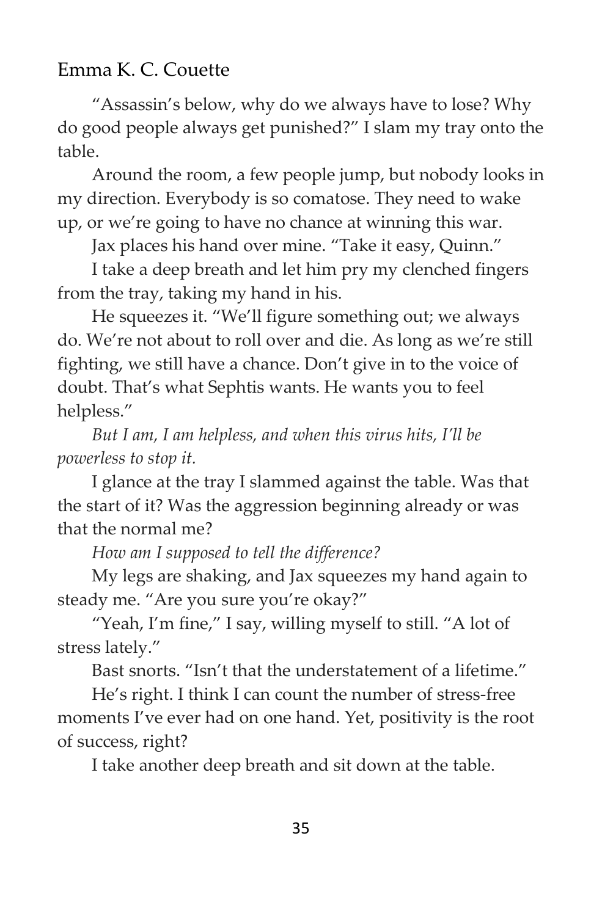"Assassin's below, why do we always have to lose? Why do good people always get punished?" I slam my tray onto the table.

Around the room, a few people jump, but nobody looks in my direction. Everybody is so comatose. They need to wake up, or we're going to have no chance at winning this war.

Jax places his hand over mine. "Take it easy, Quinn."

I take a deep breath and let him pry my clenched fingers from the tray, taking my hand in his.

He squeezes it. "We'll figure something out; we always do. We're not about to roll over and die. As long as we're still fighting, we still have a chance. Don't give in to the voice of doubt. That's what Sephtis wants. He wants you to feel helpless."

*But I am, I am helpless, and when this virus hits, I'll be powerless to stop it.*

I glance at the tray I slammed against the table. Was that the start of it? Was the aggression beginning already or was that the normal me?

*How am I supposed to tell the difference?*

My legs are shaking, and Jax squeezes my hand again to steady me. "Are you sure you're okay?"

"Yeah, I'm fine," I say, willing myself to still. "A lot of stress lately."

Bast snorts. "Isn't that the understatement of a lifetime."

He's right. I think I can count the number of stress-free moments I've ever had on one hand. Yet, positivity is the root of success, right?

I take another deep breath and sit down at the table.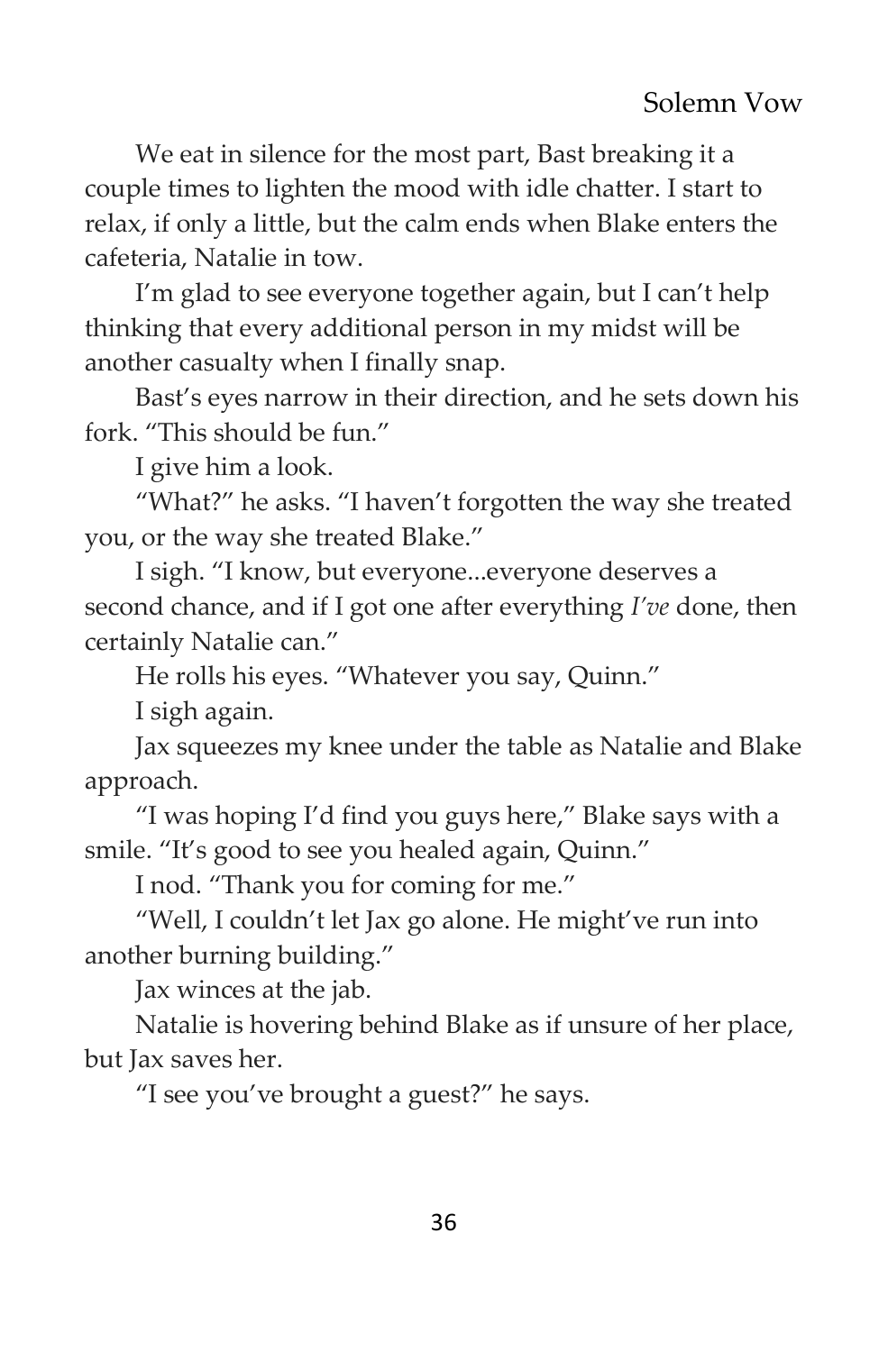We eat in silence for the most part, Bast breaking it a couple times to lighten the mood with idle chatter. I start to relax, if only a little, but the calm ends when Blake enters the cafeteria, Natalie in tow.

I'm glad to see everyone together again, but I can't help thinking that every additional person in my midst will be another casualty when I finally snap.

Bast's eyes narrow in their direction, and he sets down his fork. "This should be fun."

I give him a look.

"What?" he asks. "I haven't forgotten the way she treated you, or the way she treated Blake."

I sigh. "I know, but everyone...everyone deserves a second chance, and if I got one after everything *I've* done, then certainly Natalie can."

He rolls his eyes. "Whatever you say, Quinn."

I sigh again.

Jax squeezes my knee under the table as Natalie and Blake approach.

"I was hoping I'd find you guys here," Blake says with a smile. "It's good to see you healed again, Quinn."

I nod. "Thank you for coming for me."

"Well, I couldn't let Jax go alone. He might've run into another burning building."

Jax winces at the jab.

Natalie is hovering behind Blake as if unsure of her place, but Jax saves her.

"I see you've brought a guest?" he says.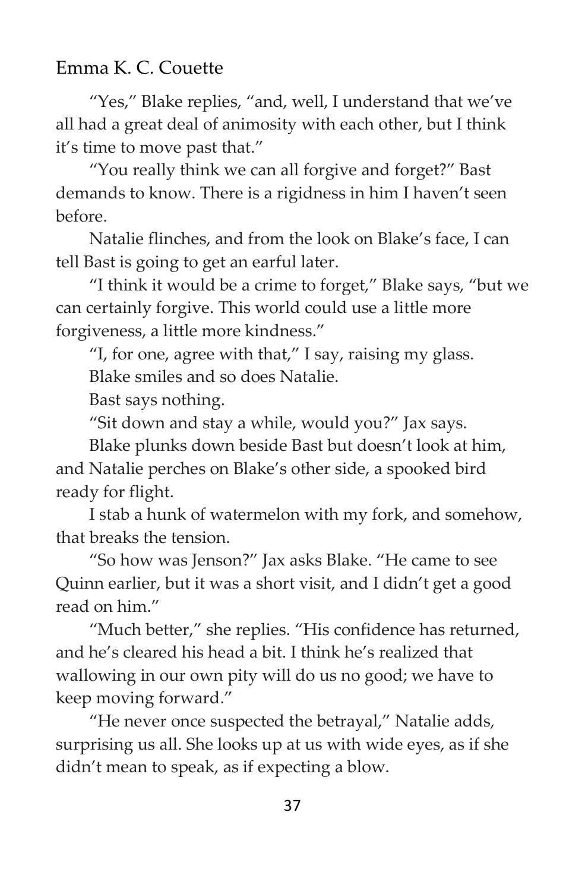"Yes," Blake replies, "and, well, I understand that we've all had a great deal of animosity with each other, but I think it's time to move past that."

"You really think we can all forgive and forget?" Bast demands to know. There is a rigidness in him I haven't seen before.

Natalie flinches, and from the look on Blake's face, I can tell Bast is going to get an earful later.

"I think it would be a crime to forget," Blake says, "but we can certainly forgive. This world could use a little more forgiveness, a little more kindness."

"I, for one, agree with that," I say, raising my glass.

Blake smiles and so does Natalie.

Bast says nothing.

"Sit down and stay a while, would you?" Jax says.

Blake plunks down beside Bast but doesn't look at him, and Natalie perches on Blake's other side, a spooked bird ready for flight.

I stab a hunk of watermelon with my fork, and somehow, that breaks the tension.

"So how was Jenson?" Jax asks Blake. "He came to see Quinn earlier, but it was a short visit, and I didn't get a good read on him."

"Much better," she replies. "His confidence has returned, and he's cleared his head a bit. I think he's realized that wallowing in our own pity will do us no good; we have to keep moving forward."

"He never once suspected the betrayal," Natalie adds, surprising us all. She looks up at us with wide eyes, as if she didn't mean to speak, as if expecting a blow.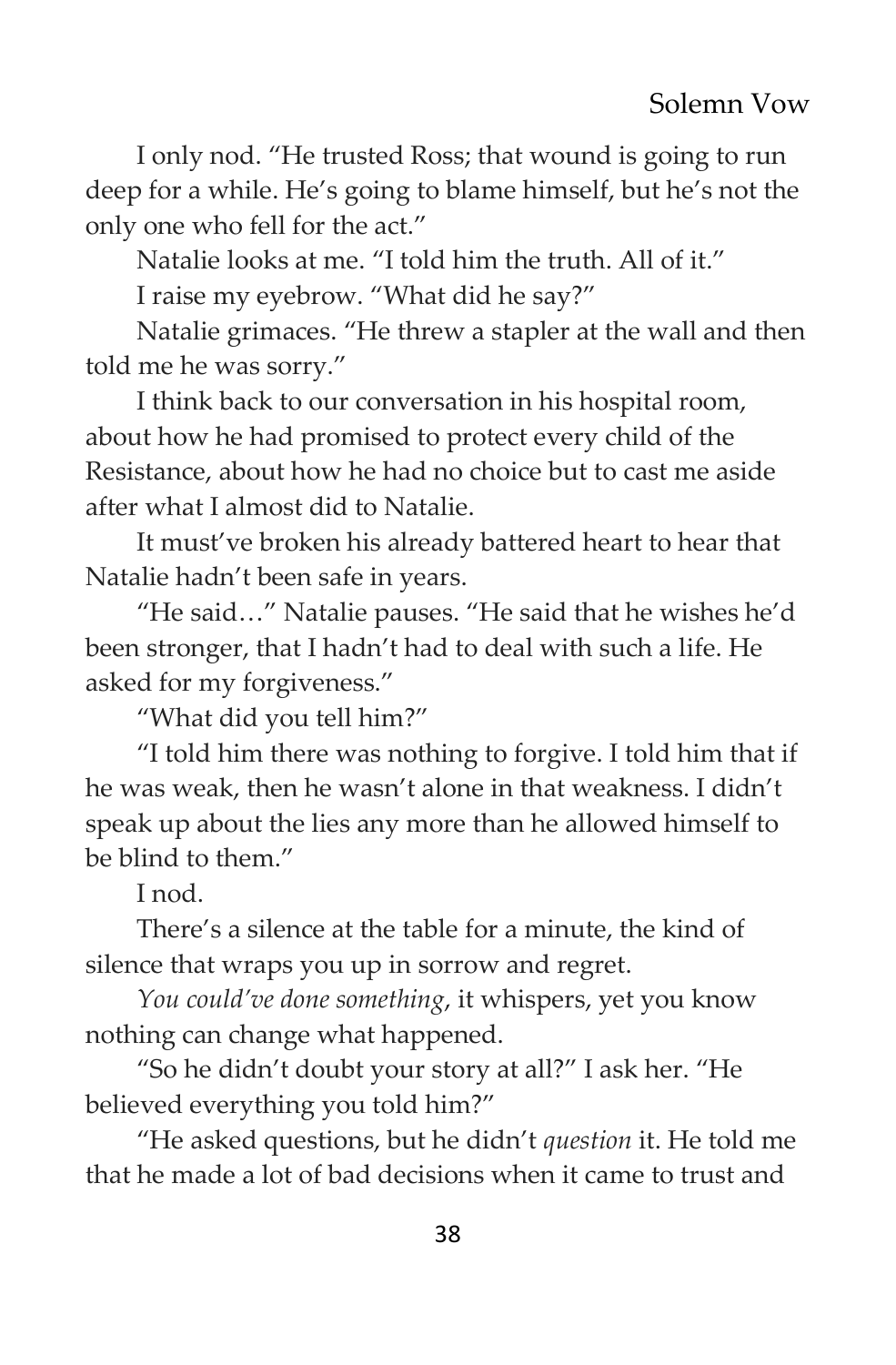I only nod. "He trusted Ross; that wound is going to run deep for a while. He's going to blame himself, but he's not the only one who fell for the act."

Natalie looks at me. "I told him the truth. All of it."

I raise my eyebrow. "What did he say?"

Natalie grimaces. "He threw a stapler at the wall and then told me he was sorry."

I think back to our conversation in his hospital room, about how he had promised to protect every child of the Resistance, about how he had no choice but to cast me aside after what I almost did to Natalie.

It must've broken his already battered heart to hear that Natalie hadn't been safe in years.

"He said…" Natalie pauses. "He said that he wishes he'd been stronger, that I hadn't had to deal with such a life. He asked for my forgiveness."

"What did you tell him?"

"I told him there was nothing to forgive. I told him that if he was weak, then he wasn't alone in that weakness. I didn't speak up about the lies any more than he allowed himself to be blind to them."

I nod.

There's a silence at the table for a minute, the kind of silence that wraps you up in sorrow and regret.

*You could've done something*, it whispers, yet you know nothing can change what happened.

"So he didn't doubt your story at all?" I ask her. "He believed everything you told him?"

"He asked questions, but he didn't *question* it. He told me that he made a lot of bad decisions when it came to trust and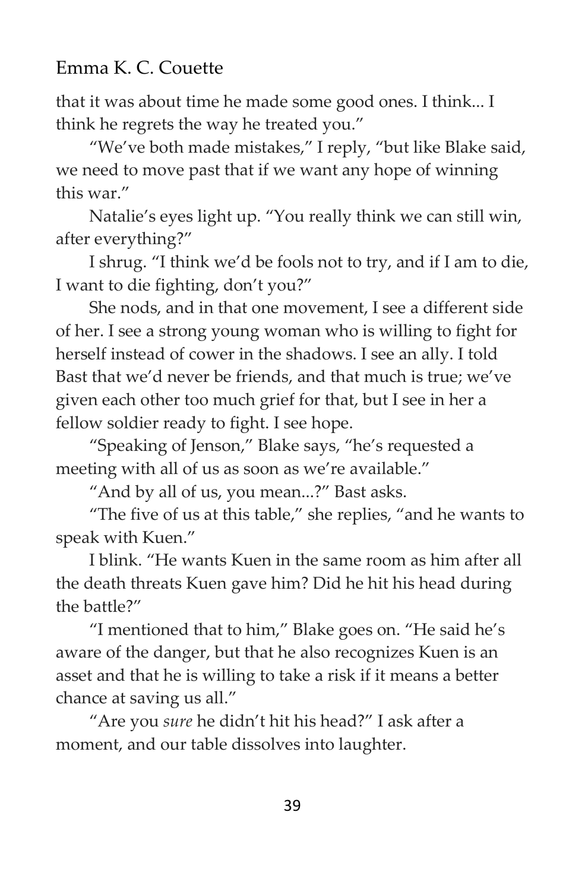that it was about time he made some good ones. I think... I think he regrets the way he treated you."

"We've both made mistakes," I reply, "but like Blake said, we need to move past that if we want any hope of winning this war."

Natalie's eyes light up. "You really think we can still win, after everything?"

I shrug. "I think we'd be fools not to try, and if I am to die, I want to die fighting, don't you?"

She nods, and in that one movement, I see a different side of her. I see a strong young woman who is willing to fight for herself instead of cower in the shadows. I see an ally. I told Bast that we'd never be friends, and that much is true; we've given each other too much grief for that, but I see in her a fellow soldier ready to fight. I see hope.

"Speaking of Jenson," Blake says, "he's requested a meeting with all of us as soon as we're available."

"And by all of us, you mean...?" Bast asks.

"The five of us at this table," she replies, "and he wants to speak with Kuen."

I blink. "He wants Kuen in the same room as him after all the death threats Kuen gave him? Did he hit his head during the battle?"

"I mentioned that to him," Blake goes on. "He said he's aware of the danger, but that he also recognizes Kuen is an asset and that he is willing to take a risk if it means a better chance at saving us all."

"Are you *sure* he didn't hit his head?" I ask after a moment, and our table dissolves into laughter.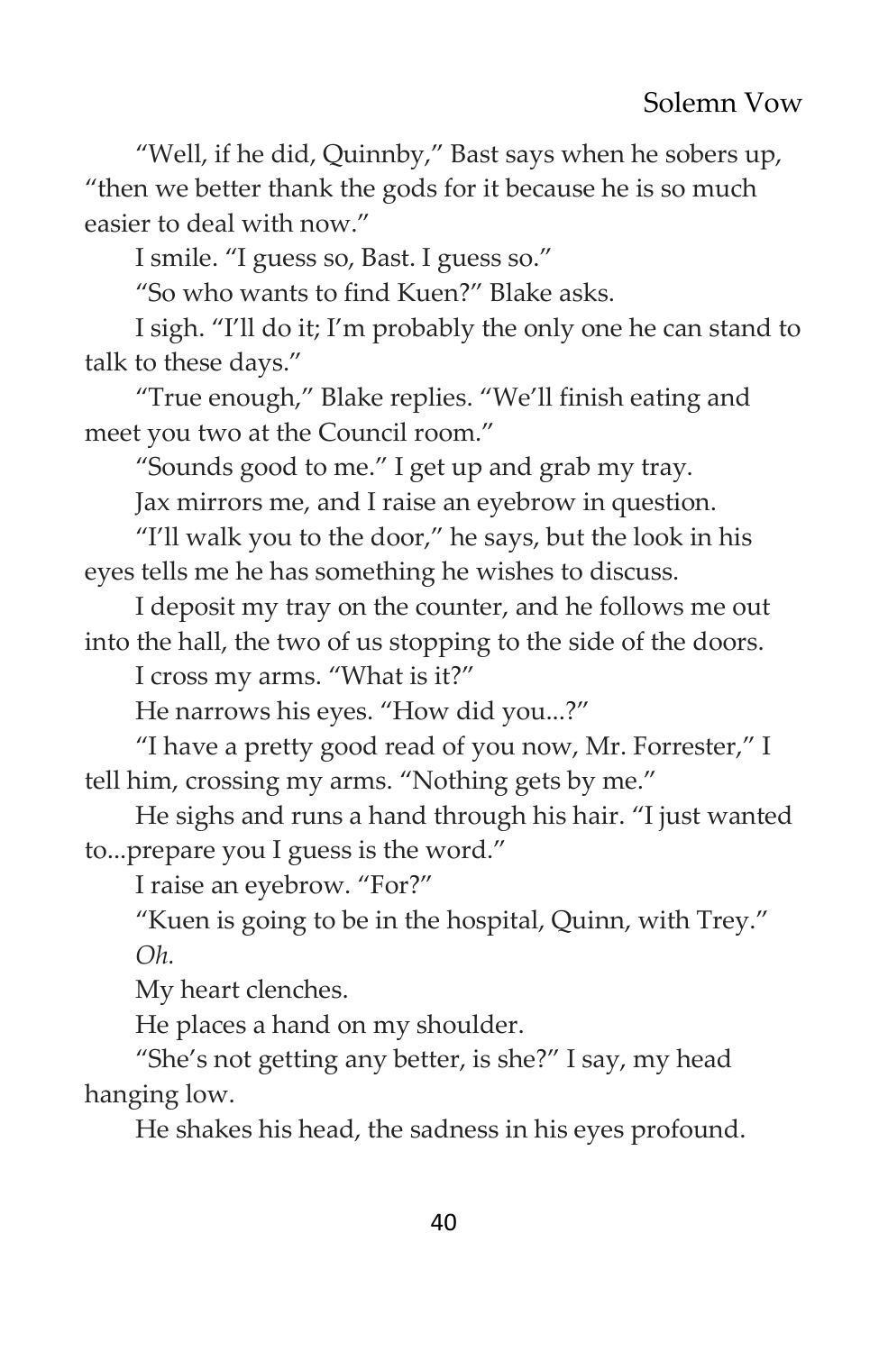"Well, if he did, Quinnby," Bast says when he sobers up, "then we better thank the gods for it because he is so much easier to deal with now."

I smile. "I guess so, Bast. I guess so."

"So who wants to find Kuen?" Blake asks.

I sigh. "I'll do it; I'm probably the only one he can stand to talk to these days."

"True enough," Blake replies. "We'll finish eating and meet you two at the Council room."

"Sounds good to me." I get up and grab my tray.

Jax mirrors me, and I raise an eyebrow in question.

"I'll walk you to the door," he says, but the look in his eyes tells me he has something he wishes to discuss.

I deposit my tray on the counter, and he follows me out into the hall, the two of us stopping to the side of the doors.

I cross my arms. "What is it?"

He narrows his eyes. "How did you...?"

"I have a pretty good read of you now, Mr. Forrester," I tell him, crossing my arms. "Nothing gets by me."

He sighs and runs a hand through his hair. "I just wanted to...prepare you I guess is the word."

I raise an eyebrow. "For?"

"Kuen is going to be in the hospital, Quinn, with Trey."

*Oh.*

My heart clenches.

He places a hand on my shoulder.

"She's not getting any better, is she?" I say, my head hanging low.

He shakes his head, the sadness in his eyes profound.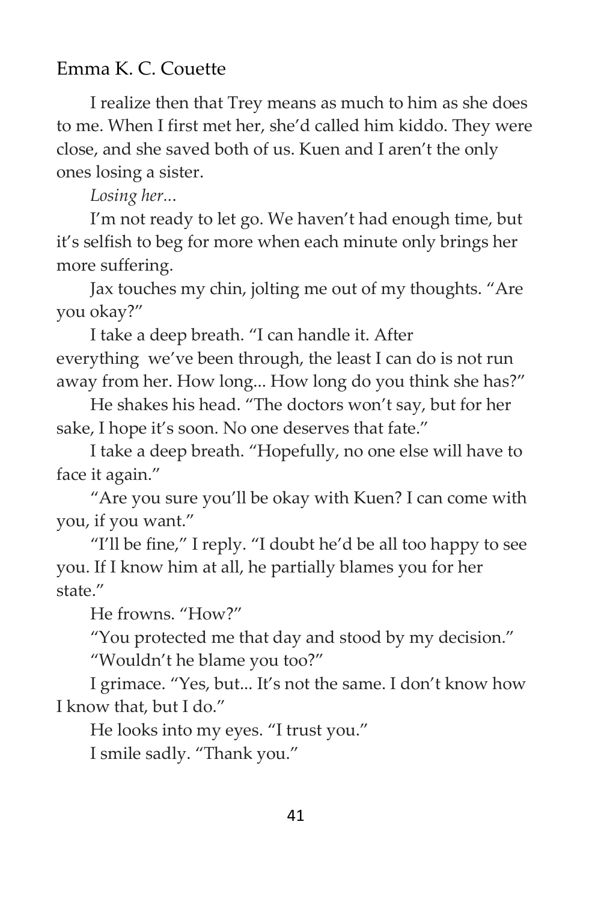I realize then that Trey means as much to him as she does to me. When I first met her, she'd called him kiddo. They were close, and she saved both of us. Kuen and I aren't the only ones losing a sister.

*Losing her...*

I'm not ready to let go. We haven't had enough time, but it's selfish to beg for more when each minute only brings her more suffering.

Jax touches my chin, jolting me out of my thoughts. "Are you okay?"

I take a deep breath. "I can handle it. After everything we've been through, the least I can do is not run away from her. How long... How long do you think she has?"

He shakes his head. "The doctors won't say, but for her sake, I hope it's soon. No one deserves that fate."

I take a deep breath. "Hopefully, no one else will have to face it again."

"Are you sure you'll be okay with Kuen? I can come with you, if you want."

"I'll be fine," I reply. "I doubt he'd be all too happy to see you. If I know him at all, he partially blames you for her state."

He frowns. "How?"

"You protected me that day and stood by my decision."

"Wouldn't he blame you too?"

I grimace. "Yes, but... It's not the same. I don't know how I know that, but I do."

He looks into my eyes. "I trust you."

I smile sadly. "Thank you."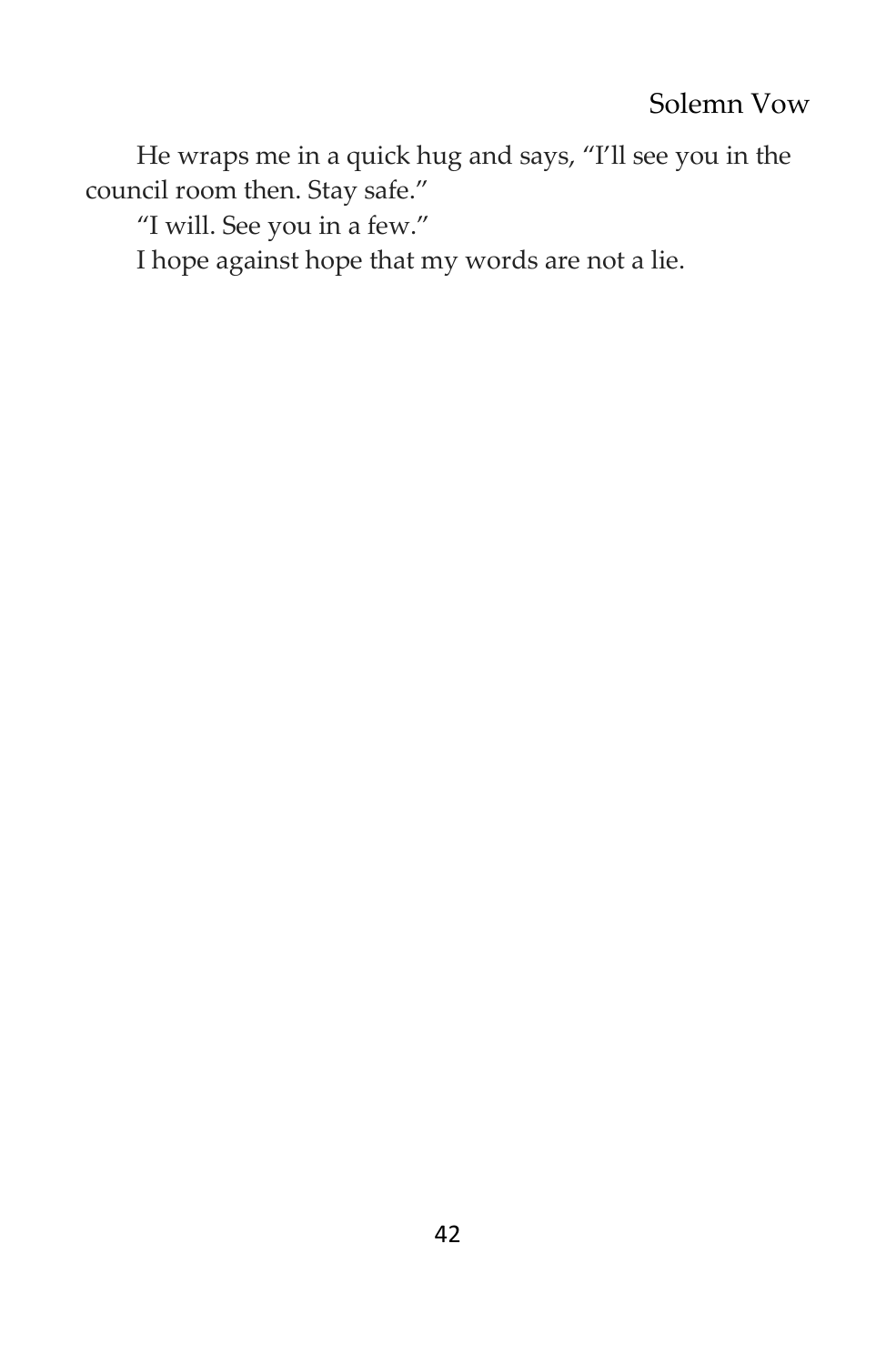He wraps me in a quick hug and says, “I’ll see you in the council room then. Stay safe.”

“I will. See you in a few.”

I hope against hope that my words are not a lie.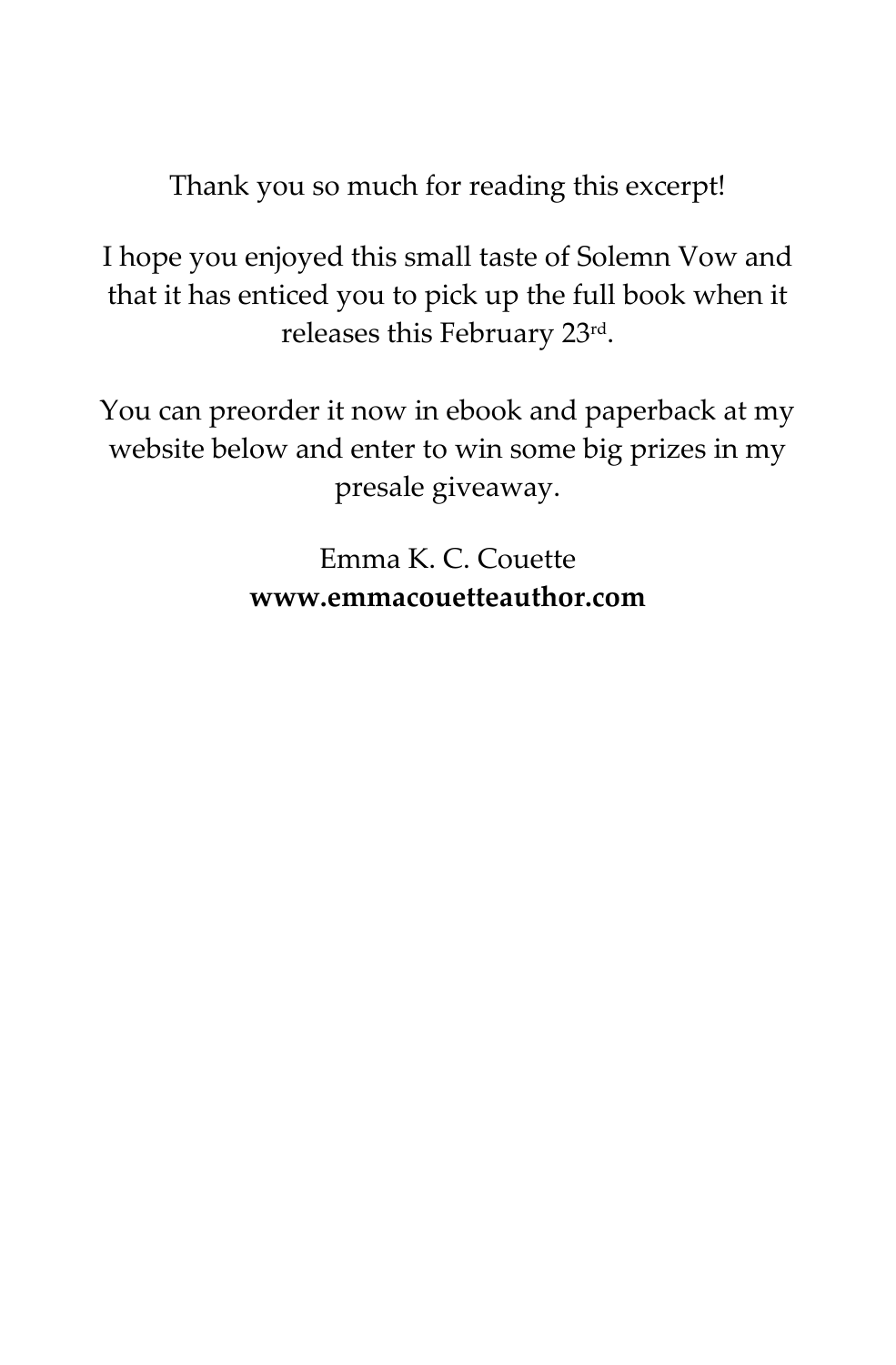Thank you so much for reading this excerpt!

I hope you enjoyed this small taste of Solemn Vow and that it has enticed you to pick up the full book when it releases this February 23rd.

You can preorder it now in ebook and paperback at my website below and enter to win some big prizes in my presale giveaway.

Emma K. C. Couette
**www.emmacouetteauthor.com**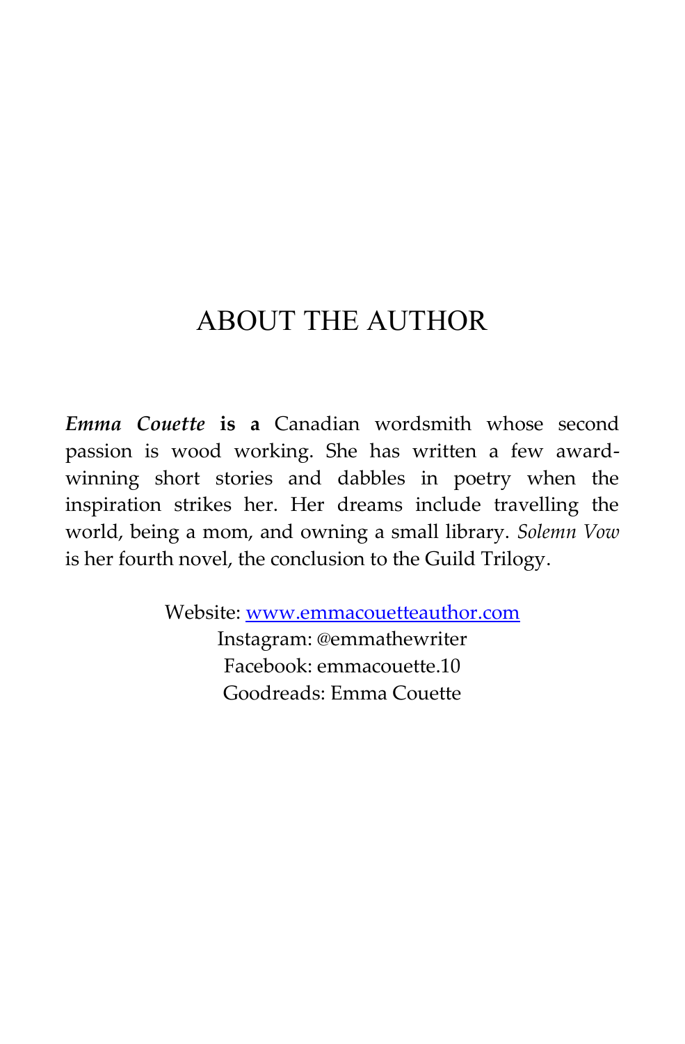# ABOUT THE AUTHOR

***Emma Couette* is a** Canadian wordsmith whose second passion is wood working. She has written a few award-winning short stories and dabbles in poetry when the inspiration strikes her. Her dreams include travelling the world, being a mom, and owning a small library. *Solemn Vow* is her fourth novel, the conclusion to the Guild Trilogy.

Website: [www.emmacouetteauthor.com](http://www.emmacouetteauthor.com)
Instagram: @emmathewriter
Facebook: emmacouette.10
Goodreads: Emma Couette